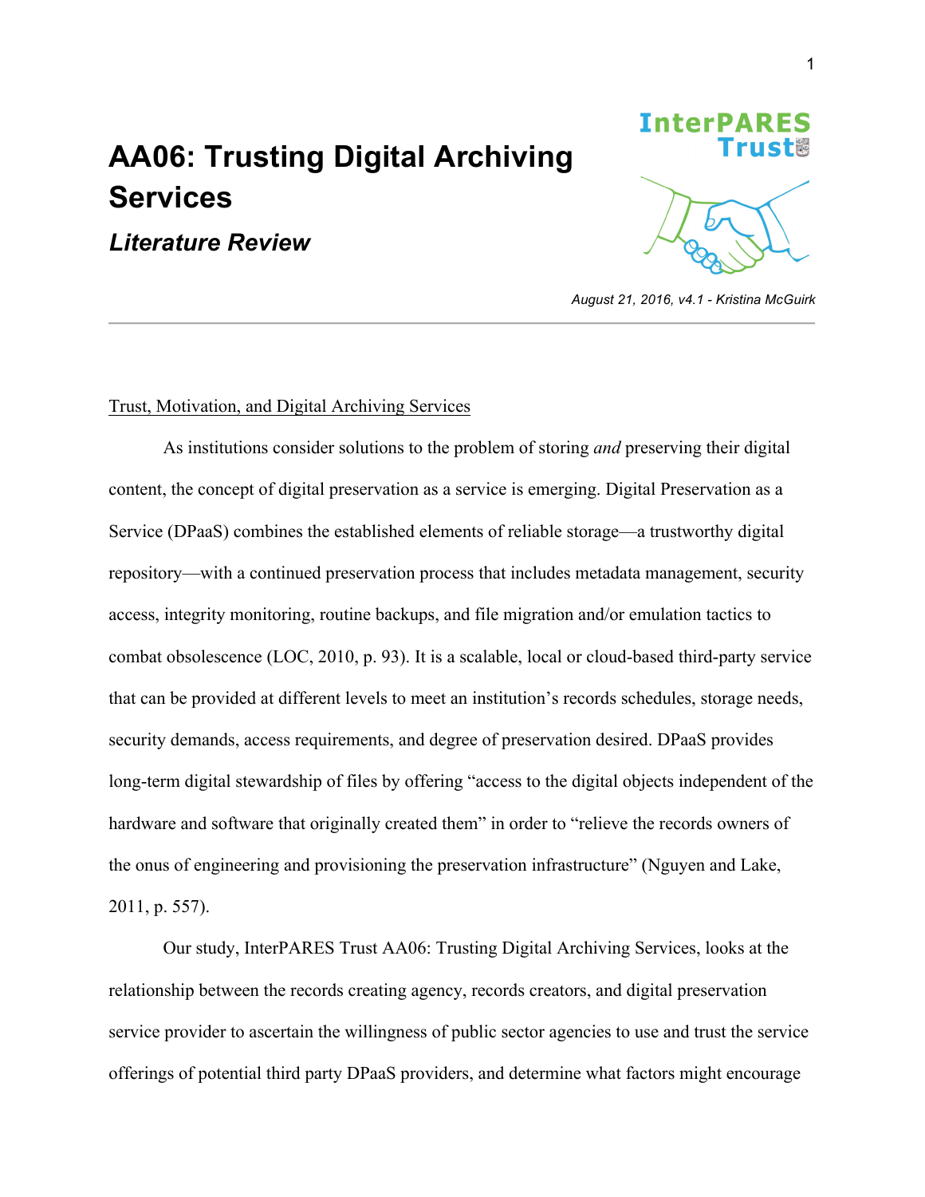# AA06: Trusting Digital Archiving Services

## *Literature Review*

InterPARES Trust

*August 21, 2016, v4.1 - Kristina McGuirk*

---

### Trust, Motivation, and Digital Archiving Services

As institutions consider solutions to the problem of storing *and* preserving their digital content, the concept of digital preservation as a service is emerging. Digital Preservation as a Service (DPaaS) combines the established elements of reliable storage—a trustworthy digital repository—with a continued preservation process that includes metadata management, security access, integrity monitoring, routine backups, and file migration and/or emulation tactics to combat obsolescence (LOC, 2010, p. 93). It is a scalable, local or cloud-based third-party service that can be provided at different levels to meet an institution's records schedules, storage needs, security demands, access requirements, and degree of preservation desired. DPaaS provides long-term digital stewardship of files by offering "access to the digital objects independent of the hardware and software that originally created them" in order to "relieve the records owners of the onus of engineering and provisioning the preservation infrastructure" (Nguyen and Lake, 2011, p. 557).

Our study, InterPARES Trust AA06: Trusting Digital Archiving Services, looks at the relationship between the records creating agency, records creators, and digital preservation service provider to ascertain the willingness of public sector agencies to use and trust the service offerings of potential third party DPaaS providers, and determine what factors might encourage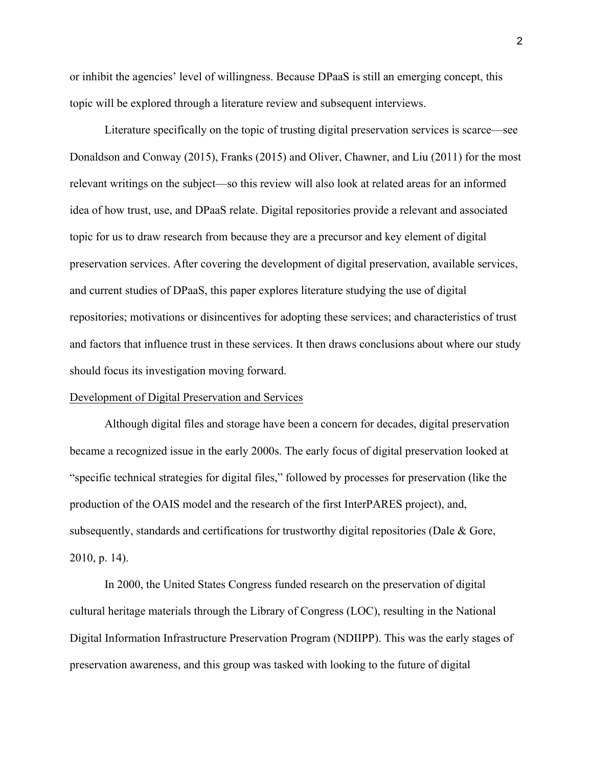or inhibit the agencies' level of willingness. Because DPaaS is still an emerging concept, this topic will be explored through a literature review and subsequent interviews.

Literature specifically on the topic of trusting digital preservation services is scarce—see Donaldson and Conway (2015), Franks (2015) and Oliver, Chawner, and Liu (2011) for the most relevant writings on the subject—so this review will also look at related areas for an informed idea of how trust, use, and DPaaS relate. Digital repositories provide a relevant and associated topic for us to draw research from because they are a precursor and key element of digital preservation services. After covering the development of digital preservation, available services, and current studies of DPaaS, this paper explores literature studying the use of digital repositories; motivations or disincentives for adopting these services; and characteristics of trust and factors that influence trust in these services. It then draws conclusions about where our study should focus its investigation moving forward.

## Development of Digital Preservation and Services

Although digital files and storage have been a concern for decades, digital preservation became a recognized issue in the early 2000s. The early focus of digital preservation looked at "specific technical strategies for digital files," followed by processes for preservation (like the production of the OAIS model and the research of the first InterPARES project), and, subsequently, standards and certifications for trustworthy digital repositories (Dale & Gore, 2010, p. 14).

In 2000, the United States Congress funded research on the preservation of digital cultural heritage materials through the Library of Congress (LOC), resulting in the National Digital Information Infrastructure Preservation Program (NDIIPP). This was the early stages of preservation awareness, and this group was tasked with looking to the future of digital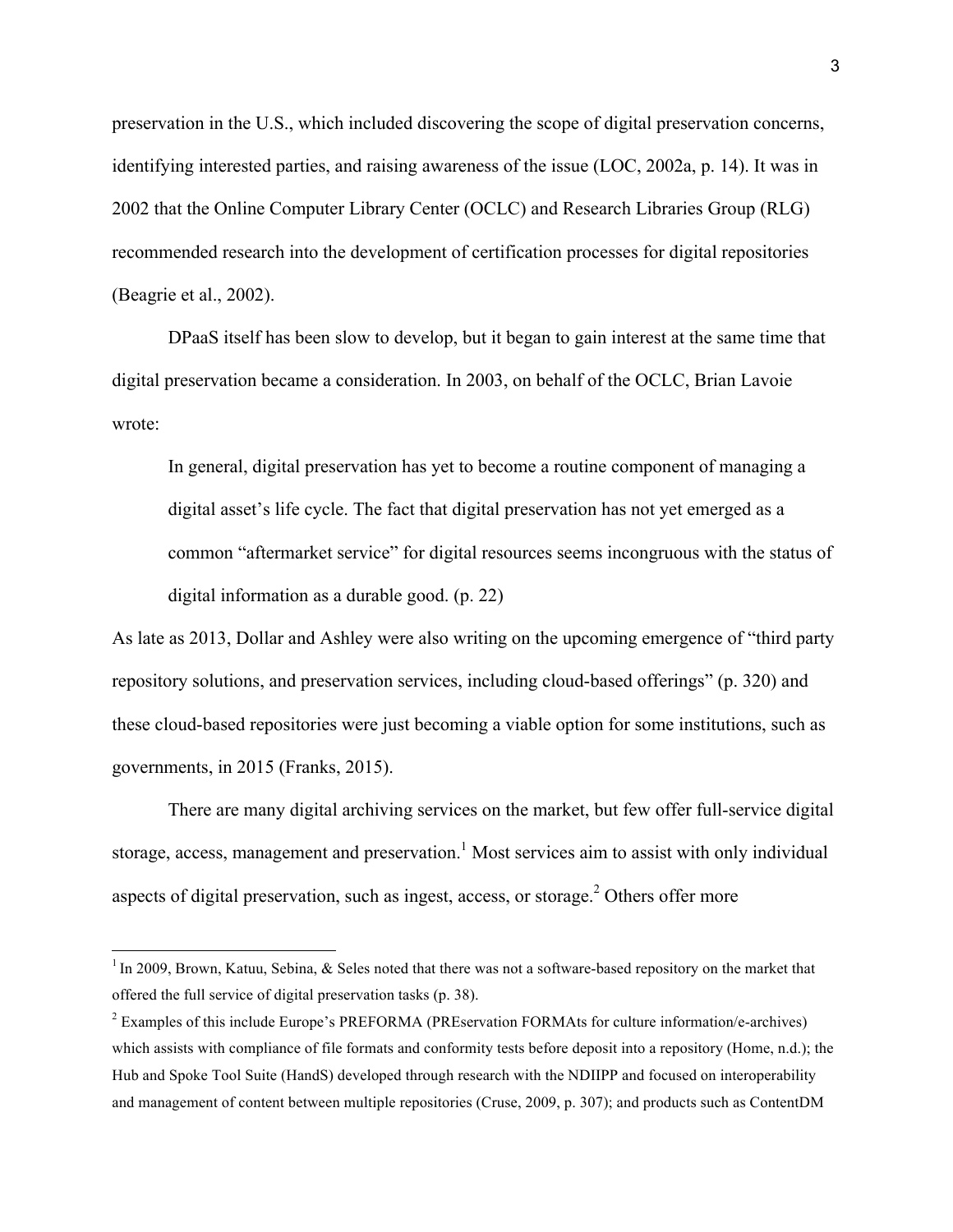preservation in the U.S., which included discovering the scope of digital preservation concerns, identifying interested parties, and raising awareness of the issue (LOC, 2002a, p. 14). It was in 2002 that the Online Computer Library Center (OCLC) and Research Libraries Group (RLG) recommended research into the development of certification processes for digital repositories (Beagrie et al., 2002).

DPaaS itself has been slow to develop, but it began to gain interest at the same time that digital preservation became a consideration. In 2003, on behalf of the OCLC, Brian Lavoie wrote:

> In general, digital preservation has yet to become a routine component of managing a digital asset's life cycle. The fact that digital preservation has not yet emerged as a common "aftermarket service" for digital resources seems incongruous with the status of digital information as a durable good. (p. 22)

As late as 2013, Dollar and Ashley were also writing on the upcoming emergence of "third party repository solutions, and preservation services, including cloud-based offerings" (p. 320) and these cloud-based repositories were just becoming a viable option for some institutions, such as governments, in 2015 (Franks, 2015).

There are many digital archiving services on the market, but few offer full-service digital storage, access, management and preservation.[1] Most services aim to assist with only individual aspects of digital preservation, such as ingest, access, or storage.[2] Others offer more

---

[1] In 2009, Brown, Katuu, Sebina, & Seles noted that there was not a software-based repository on the market that offered the full service of digital preservation tasks (p. 38).

[2] Examples of this include Europe's PREFORMA (PREservation FORMAts for culture information/e-archives) which assists with compliance of file formats and conformity tests before deposit into a repository (Home, n.d.); the Hub and Spoke Tool Suite (HandS) developed through research with the NDIIPP and focused on interoperability and management of content between multiple repositories (Cruse, 2009, p. 307); and products such as ContentDM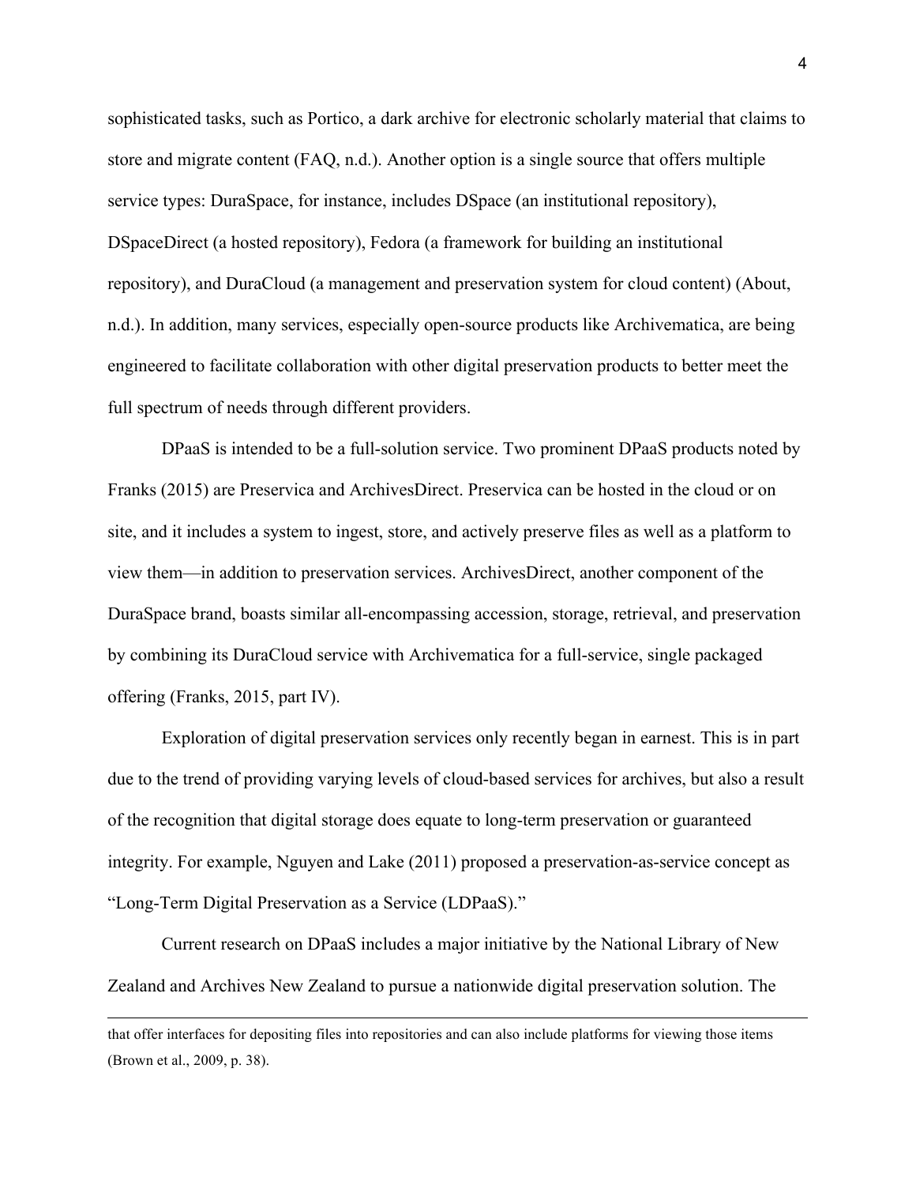sophisticated tasks, such as Portico, a dark archive for electronic scholarly material that claims to store and migrate content (FAQ, n.d.). Another option is a single source that offers multiple service types: DuraSpace, for instance, includes DSpace (an institutional repository), DSpaceDirect (a hosted repository), Fedora (a framework for building an institutional repository), and DuraCloud (a management and preservation system for cloud content) (About, n.d.). In addition, many services, especially open-source products like Archivematica, are being engineered to facilitate collaboration with other digital preservation products to better meet the full spectrum of needs through different providers.

DPaaS is intended to be a full-solution service. Two prominent DPaaS products noted by Franks (2015) are Preservica and ArchivesDirect. Preservica can be hosted in the cloud or on site, and it includes a system to ingest, store, and actively preserve files as well as a platform to view them—in addition to preservation services. ArchivesDirect, another component of the DuraSpace brand, boasts similar all-encompassing accession, storage, retrieval, and preservation by combining its DuraCloud service with Archivematica for a full-service, single packaged offering (Franks, 2015, part IV).

Exploration of digital preservation services only recently began in earnest. This is in part due to the trend of providing varying levels of cloud-based services for archives, but also a result of the recognition that digital storage does equate to long-term preservation or guaranteed integrity. For example, Nguyen and Lake (2011) proposed a preservation-as-service concept as "Long-Term Digital Preservation as a Service (LDPaaS)."

Current research on DPaaS includes a major initiative by the National Library of New Zealand and Archives New Zealand to pursue a nationwide digital preservation solution. The

---

that offer interfaces for depositing files into repositories and can also include platforms for viewing those items (Brown et al., 2009, p. 38).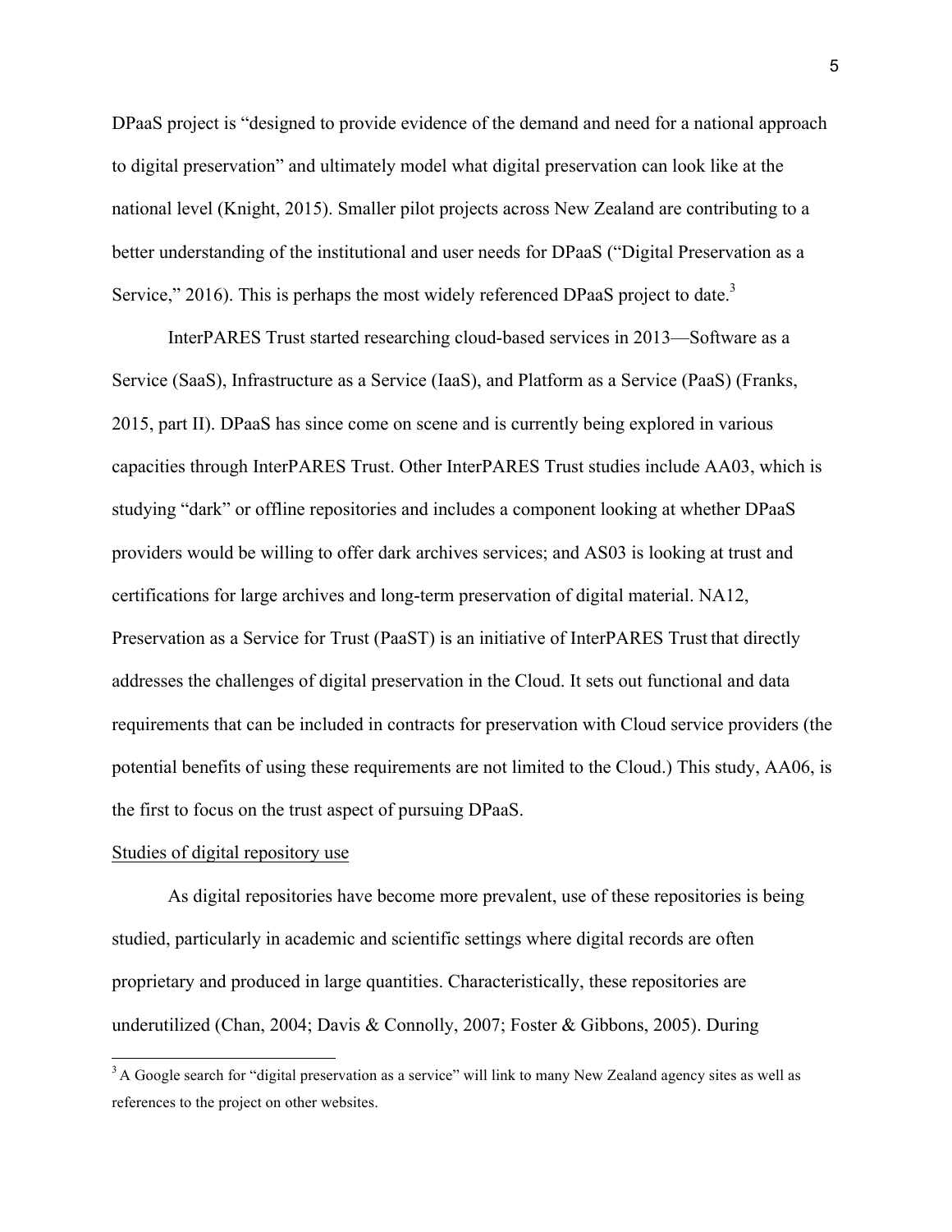DPaaS project is "designed to provide evidence of the demand and need for a national approach to digital preservation" and ultimately model what digital preservation can look like at the national level (Knight, 2015). Smaller pilot projects across New Zealand are contributing to a better understanding of the institutional and user needs for DPaaS ("Digital Preservation as a Service," 2016). This is perhaps the most widely referenced DPaaS project to date.[3]

InterPARES Trust started researching cloud-based services in 2013—Software as a Service (SaaS), Infrastructure as a Service (IaaS), and Platform as a Service (PaaS) (Franks, 2015, part II). DPaaS has since come on scene and is currently being explored in various capacities through InterPARES Trust. Other InterPARES Trust studies include AA03, which is studying "dark" or offline repositories and includes a component looking at whether DPaaS providers would be willing to offer dark archives services; and AS03 is looking at trust and certifications for large archives and long-term preservation of digital material. NA12, Preservation as a Service for Trust (PaaST) is an initiative of InterPARES Trust that directly addresses the challenges of digital preservation in the Cloud. It sets out functional and data requirements that can be included in contracts for preservation with Cloud service providers (the potential benefits of using these requirements are not limited to the Cloud.) This study, AA06, is the first to focus on the trust aspect of pursuing DPaaS.

## Studies of digital repository use

As digital repositories have become more prevalent, use of these repositories is being studied, particularly in academic and scientific settings where digital records are often proprietary and produced in large quantities. Characteristically, these repositories are underutilized (Chan, 2004; Davis & Connolly, 2007; Foster & Gibbons, 2005). During

[3] A Google search for "digital preservation as a service" will link to many New Zealand agency sites as well as references to the project on other websites.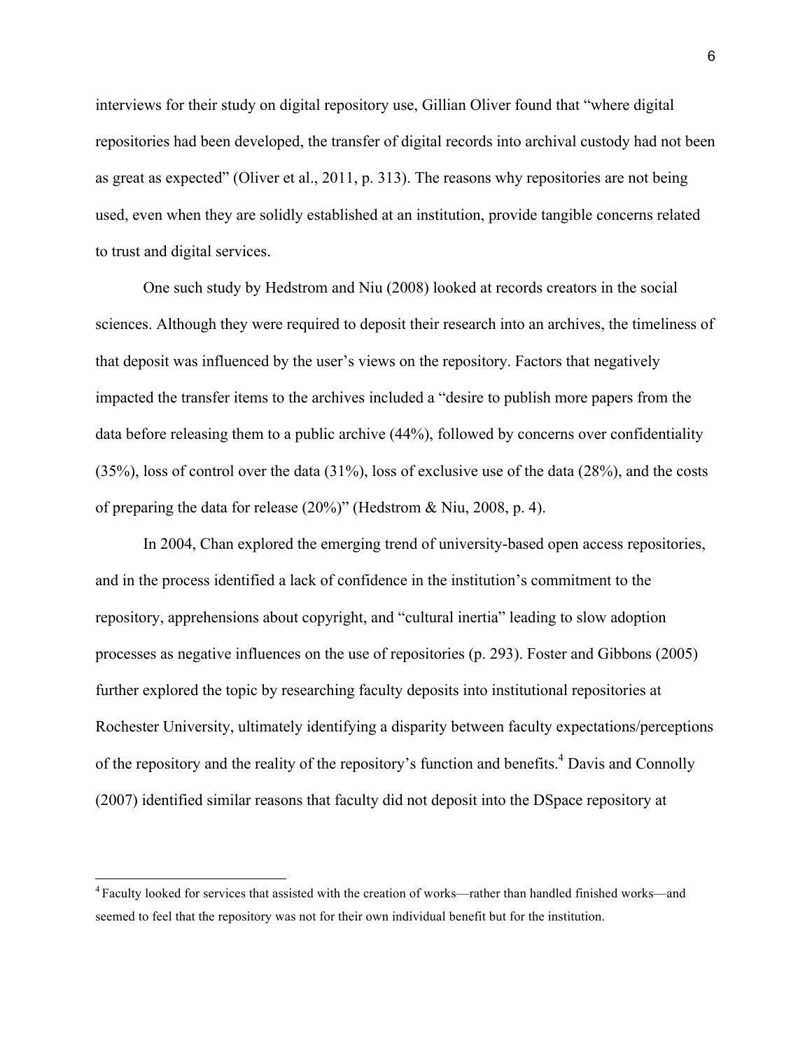interviews for their study on digital repository use, Gillian Oliver found that "where digital repositories had been developed, the transfer of digital records into archival custody had not been as great as expected" (Oliver et al., 2011, p. 313). The reasons why repositories are not being used, even when they are solidly established at an institution, provide tangible concerns related to trust and digital services.

One such study by Hedstrom and Niu (2008) looked at records creators in the social sciences. Although they were required to deposit their research into an archives, the timeliness of that deposit was influenced by the user's views on the repository. Factors that negatively impacted the transfer items to the archives included a "desire to publish more papers from the data before releasing them to a public archive (44%), followed by concerns over confidentiality (35%), loss of control over the data (31%), loss of exclusive use of the data (28%), and the costs of preparing the data for release (20%)" (Hedstrom & Niu, 2008, p. 4).

In 2004, Chan explored the emerging trend of university-based open access repositories, and in the process identified a lack of confidence in the institution's commitment to the repository, apprehensions about copyright, and "cultural inertia" leading to slow adoption processes as negative influences on the use of repositories (p. 293). Foster and Gibbons (2005) further explored the topic by researching faculty deposits into institutional repositories at Rochester University, ultimately identifying a disparity between faculty expectations/perceptions of the repository and the reality of the repository's function and benefits.[4] Davis and Connolly (2007) identified similar reasons that faculty did not deposit into the DSpace repository at

[4] Faculty looked for services that assisted with the creation of works—rather than handled finished works—and seemed to feel that the repository was not for their own individual benefit but for the institution.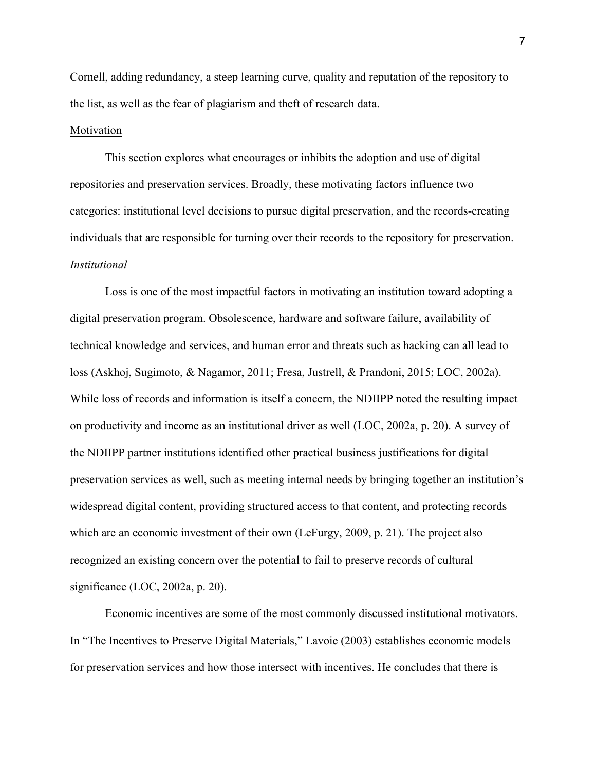Cornell, adding redundancy, a steep learning curve, quality and reputation of the repository to the list, as well as the fear of plagiarism and theft of research data.

## Motivation

This section explores what encourages or inhibits the adoption and use of digital repositories and preservation services. Broadly, these motivating factors influence two categories: institutional level decisions to pursue digital preservation, and the records-creating individuals that are responsible for turning over their records to the repository for preservation.

### *Institutional*

Loss is one of the most impactful factors in motivating an institution toward adopting a digital preservation program. Obsolescence, hardware and software failure, availability of technical knowledge and services, and human error and threats such as hacking can all lead to loss (Askhoj, Sugimoto, & Nagamor, 2011; Fresa, Justrell, & Prandoni, 2015; LOC, 2002a). While loss of records and information is itself a concern, the NDIIPP noted the resulting impact on productivity and income as an institutional driver as well (LOC, 2002a, p. 20). A survey of the NDIIPP partner institutions identified other practical business justifications for digital preservation services as well, such as meeting internal needs by bringing together an institution's widespread digital content, providing structured access to that content, and protecting records—which are an economic investment of their own (LeFurgy, 2009, p. 21). The project also recognized an existing concern over the potential to fail to preserve records of cultural significance (LOC, 2002a, p. 20).

Economic incentives are some of the most commonly discussed institutional motivators. In "The Incentives to Preserve Digital Materials," Lavoie (2003) establishes economic models for preservation services and how those intersect with incentives. He concludes that there is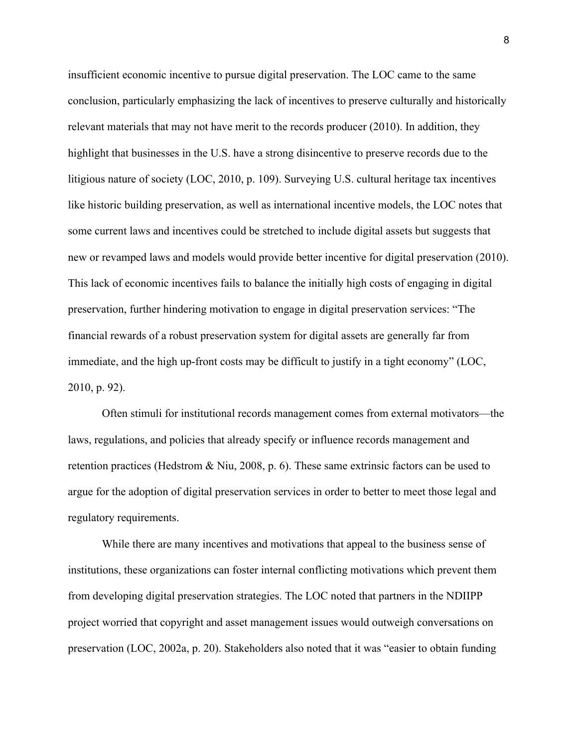insufficient economic incentive to pursue digital preservation. The LOC came to the same conclusion, particularly emphasizing the lack of incentives to preserve culturally and historically relevant materials that may not have merit to the records producer (2010). In addition, they highlight that businesses in the U.S. have a strong disincentive to preserve records due to the litigious nature of society (LOC, 2010, p. 109). Surveying U.S. cultural heritage tax incentives like historic building preservation, as well as international incentive models, the LOC notes that some current laws and incentives could be stretched to include digital assets but suggests that new or revamped laws and models would provide better incentive for digital preservation (2010). This lack of economic incentives fails to balance the initially high costs of engaging in digital preservation, further hindering motivation to engage in digital preservation services: “The financial rewards of a robust preservation system for digital assets are generally far from immediate, and the high up-front costs may be difficult to justify in a tight economy” (LOC, 2010, p. 92).

Often stimuli for institutional records management comes from external motivators—the laws, regulations, and policies that already specify or influence records management and retention practices (Hedstrom & Niu, 2008, p. 6). These same extrinsic factors can be used to argue for the adoption of digital preservation services in order to better to meet those legal and regulatory requirements.

While there are many incentives and motivations that appeal to the business sense of institutions, these organizations can foster internal conflicting motivations which prevent them from developing digital preservation strategies. The LOC noted that partners in the NDIIPP project worried that copyright and asset management issues would outweigh conversations on preservation (LOC, 2002a, p. 20). Stakeholders also noted that it was “easier to obtain funding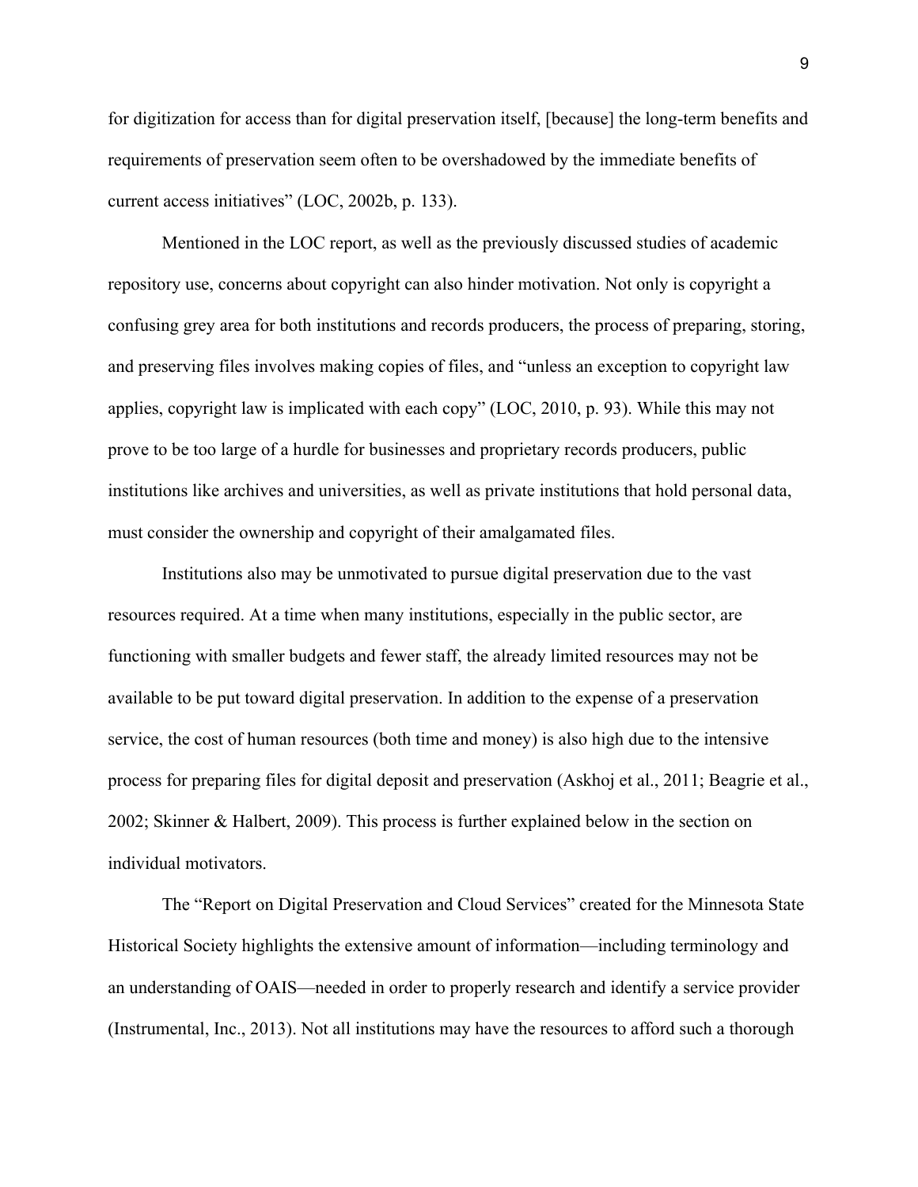for digitization for access than for digital preservation itself, [because] the long-term benefits and requirements of preservation seem often to be overshadowed by the immediate benefits of current access initiatives" (LOC, 2002b, p. 133).

Mentioned in the LOC report, as well as the previously discussed studies of academic repository use, concerns about copyright can also hinder motivation. Not only is copyright a confusing grey area for both institutions and records producers, the process of preparing, storing, and preserving files involves making copies of files, and "unless an exception to copyright law applies, copyright law is implicated with each copy" (LOC, 2010, p. 93). While this may not prove to be too large of a hurdle for businesses and proprietary records producers, public institutions like archives and universities, as well as private institutions that hold personal data, must consider the ownership and copyright of their amalgamated files.

Institutions also may be unmotivated to pursue digital preservation due to the vast resources required. At a time when many institutions, especially in the public sector, are functioning with smaller budgets and fewer staff, the already limited resources may not be available to be put toward digital preservation. In addition to the expense of a preservation service, the cost of human resources (both time and money) is also high due to the intensive process for preparing files for digital deposit and preservation (Askhoj et al., 2011; Beagrie et al., 2002; Skinner & Halbert, 2009). This process is further explained below in the section on individual motivators.

The "Report on Digital Preservation and Cloud Services" created for the Minnesota State Historical Society highlights the extensive amount of information—including terminology and an understanding of OAIS—needed in order to properly research and identify a service provider (Instrumental, Inc., 2013). Not all institutions may have the resources to afford such a thorough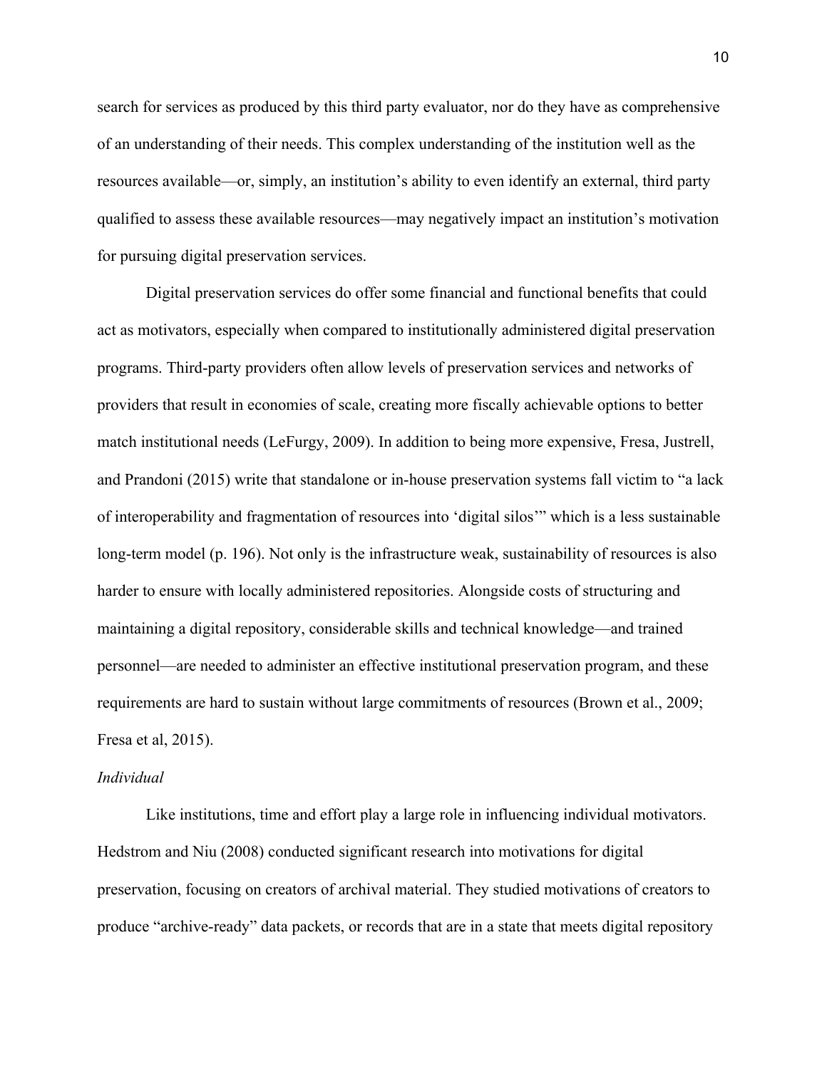search for services as produced by this third party evaluator, nor do they have as comprehensive of an understanding of their needs. This complex understanding of the institution well as the resources available—or, simply, an institution's ability to even identify an external, third party qualified to assess these available resources—may negatively impact an institution's motivation for pursuing digital preservation services.

Digital preservation services do offer some financial and functional benefits that could act as motivators, especially when compared to institutionally administered digital preservation programs. Third-party providers often allow levels of preservation services and networks of providers that result in economies of scale, creating more fiscally achievable options to better match institutional needs (LeFurgy, 2009). In addition to being more expensive, Fresa, Justrell, and Prandoni (2015) write that standalone or in-house preservation systems fall victim to "a lack of interoperability and fragmentation of resources into 'digital silos'" which is a less sustainable long-term model (p. 196). Not only is the infrastructure weak, sustainability of resources is also harder to ensure with locally administered repositories. Alongside costs of structuring and maintaining a digital repository, considerable skills and technical knowledge—and trained personnel—are needed to administer an effective institutional preservation program, and these requirements are hard to sustain without large commitments of resources (Brown et al., 2009; Fresa et al, 2015).

*Individual*

Like institutions, time and effort play a large role in influencing individual motivators. Hedstrom and Niu (2008) conducted significant research into motivations for digital preservation, focusing on creators of archival material. They studied motivations of creators to produce "archive-ready" data packets, or records that are in a state that meets digital repository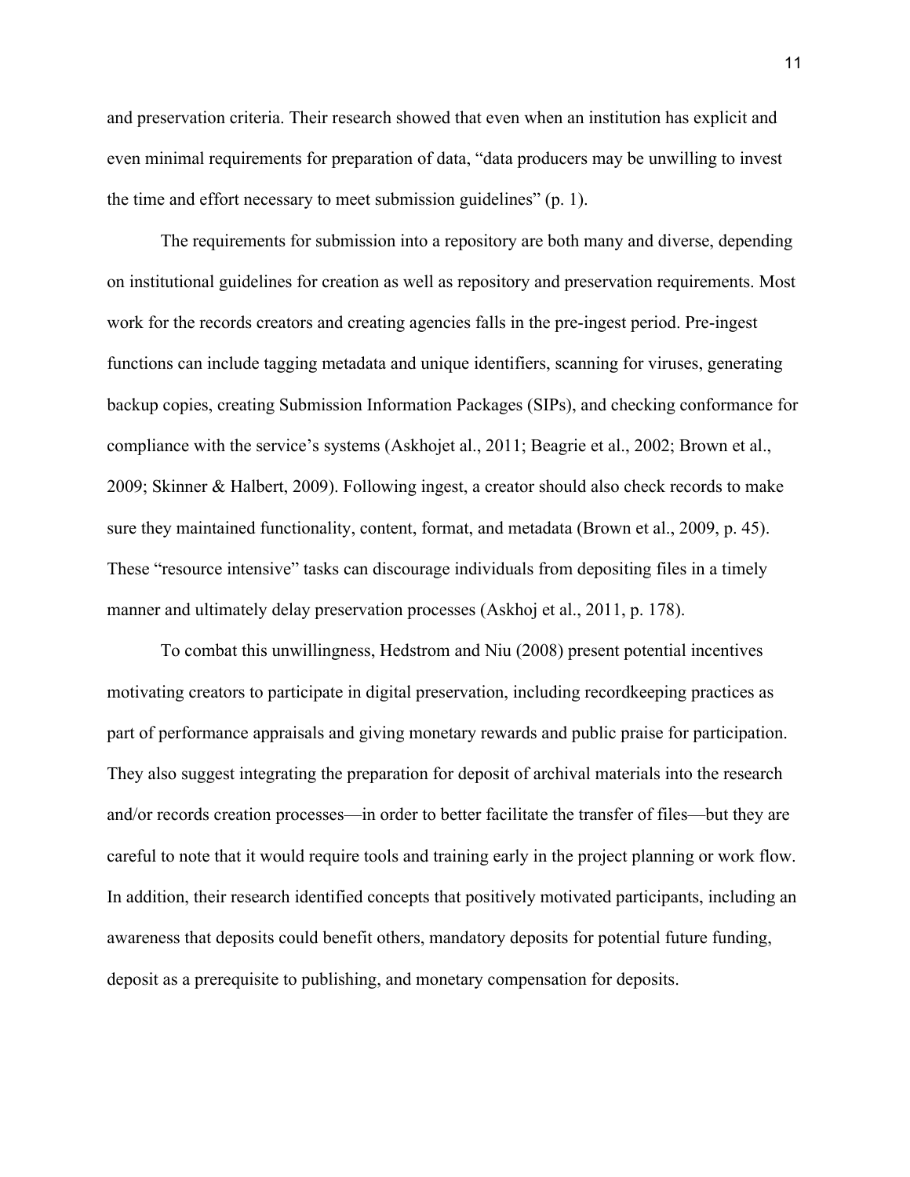and preservation criteria. Their research showed that even when an institution has explicit and even minimal requirements for preparation of data, "data producers may be unwilling to invest the time and effort necessary to meet submission guidelines" (p. 1).

The requirements for submission into a repository are both many and diverse, depending on institutional guidelines for creation as well as repository and preservation requirements. Most work for the records creators and creating agencies falls in the pre-ingest period. Pre-ingest functions can include tagging metadata and unique identifiers, scanning for viruses, generating backup copies, creating Submission Information Packages (SIPs), and checking conformance for compliance with the service's systems (Askhojet al., 2011; Beagrie et al., 2002; Brown et al., 2009; Skinner & Halbert, 2009). Following ingest, a creator should also check records to make sure they maintained functionality, content, format, and metadata (Brown et al., 2009, p. 45). These "resource intensive" tasks can discourage individuals from depositing files in a timely manner and ultimately delay preservation processes (Askhoj et al., 2011, p. 178).

To combat this unwillingness, Hedstrom and Niu (2008) present potential incentives motivating creators to participate in digital preservation, including recordkeeping practices as part of performance appraisals and giving monetary rewards and public praise for participation. They also suggest integrating the preparation for deposit of archival materials into the research and/or records creation processes—in order to better facilitate the transfer of files—but they are careful to note that it would require tools and training early in the project planning or work flow. In addition, their research identified concepts that positively motivated participants, including an awareness that deposits could benefit others, mandatory deposits for potential future funding, deposit as a prerequisite to publishing, and monetary compensation for deposits.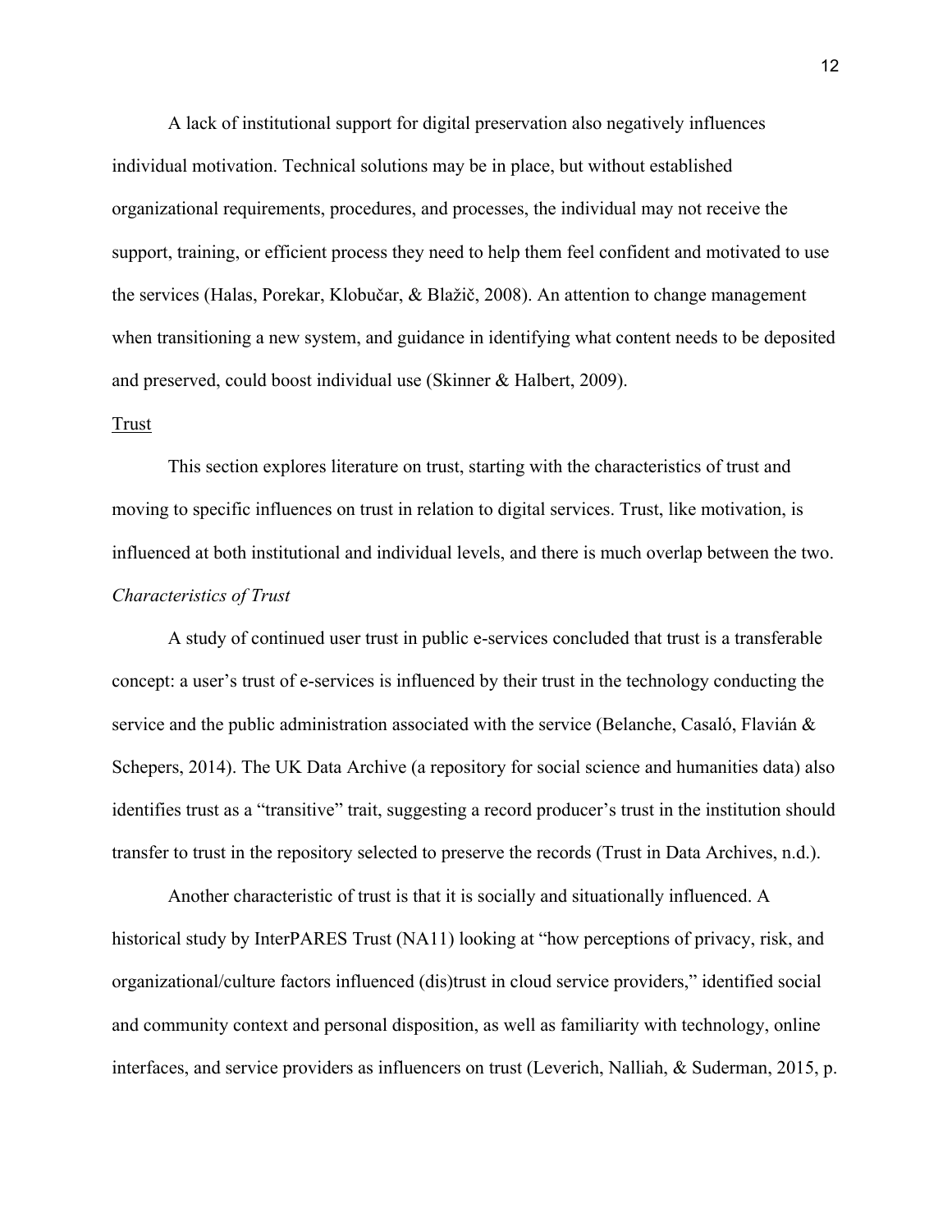A lack of institutional support for digital preservation also negatively influences individual motivation. Technical solutions may be in place, but without established organizational requirements, procedures, and processes, the individual may not receive the support, training, or efficient process they need to help them feel confident and motivated to use the services (Halas, Porekar, Klobučar, & Blažič, 2008). An attention to change management when transitioning a new system, and guidance in identifying what content needs to be deposited and preserved, could boost individual use (Skinner & Halbert, 2009).

## Trust

This section explores literature on trust, starting with the characteristics of trust and moving to specific influences on trust in relation to digital services. Trust, like motivation, is influenced at both institutional and individual levels, and there is much overlap between the two.

### *Characteristics of Trust*

A study of continued user trust in public e-services concluded that trust is a transferable concept: a user's trust of e-services is influenced by their trust in the technology conducting the service and the public administration associated with the service (Belanche, Casaló, Flavián & Schepers, 2014). The UK Data Archive (a repository for social science and humanities data) also identifies trust as a "transitive" trait, suggesting a record producer's trust in the institution should transfer to trust in the repository selected to preserve the records (Trust in Data Archives, n.d.).

Another characteristic of trust is that it is socially and situationally influenced. A historical study by InterPARES Trust (NA11) looking at "how perceptions of privacy, risk, and organizational/culture factors influenced (dis)trust in cloud service providers," identified social and community context and personal disposition, as well as familiarity with technology, online interfaces, and service providers as influencers on trust (Leverich, Nalliah, & Suderman, 2015, p.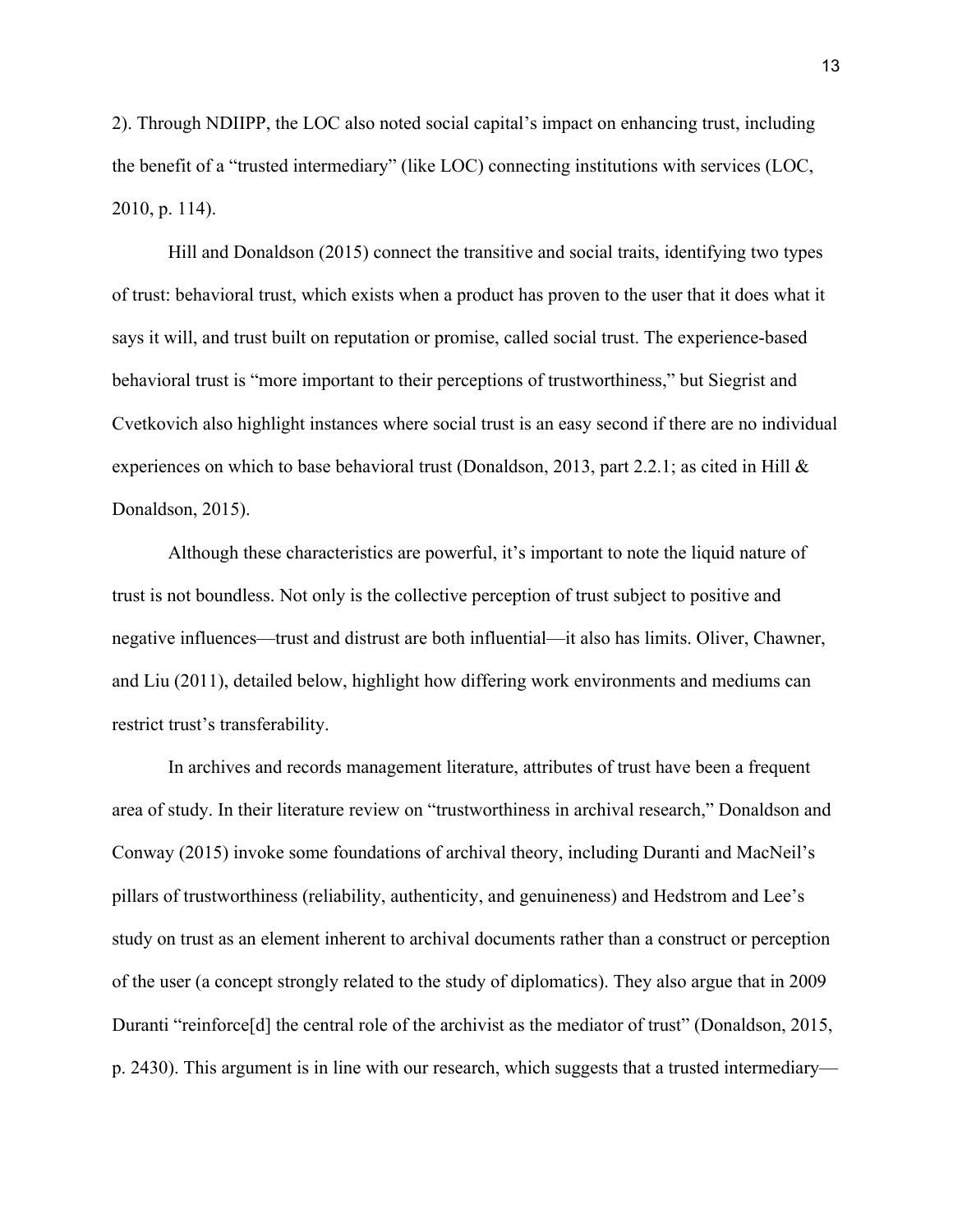2). Through NDIIPP, the LOC also noted social capital's impact on enhancing trust, including the benefit of a "trusted intermediary" (like LOC) connecting institutions with services (LOC, 2010, p. 114).

Hill and Donaldson (2015) connect the transitive and social traits, identifying two types of trust: behavioral trust, which exists when a product has proven to the user that it does what it says it will, and trust built on reputation or promise, called social trust. The experience-based behavioral trust is "more important to their perceptions of trustworthiness," but Siegrist and Cvetkovich also highlight instances where social trust is an easy second if there are no individual experiences on which to base behavioral trust (Donaldson, 2013, part 2.2.1; as cited in Hill & Donaldson, 2015).

Although these characteristics are powerful, it's important to note the liquid nature of trust is not boundless. Not only is the collective perception of trust subject to positive and negative influences—trust and distrust are both influential—it also has limits. Oliver, Chawner, and Liu (2011), detailed below, highlight how differing work environments and mediums can restrict trust's transferability.

In archives and records management literature, attributes of trust have been a frequent area of study. In their literature review on "trustworthiness in archival research," Donaldson and Conway (2015) invoke some foundations of archival theory, including Duranti and MacNeil's pillars of trustworthiness (reliability, authenticity, and genuineness) and Hedstrom and Lee's study on trust as an element inherent to archival documents rather than a construct or perception of the user (a concept strongly related to the study of diplomatics). They also argue that in 2009 Duranti "reinforce[d] the central role of the archivist as the mediator of trust" (Donaldson, 2015, p. 2430). This argument is in line with our research, which suggests that a trusted intermediary—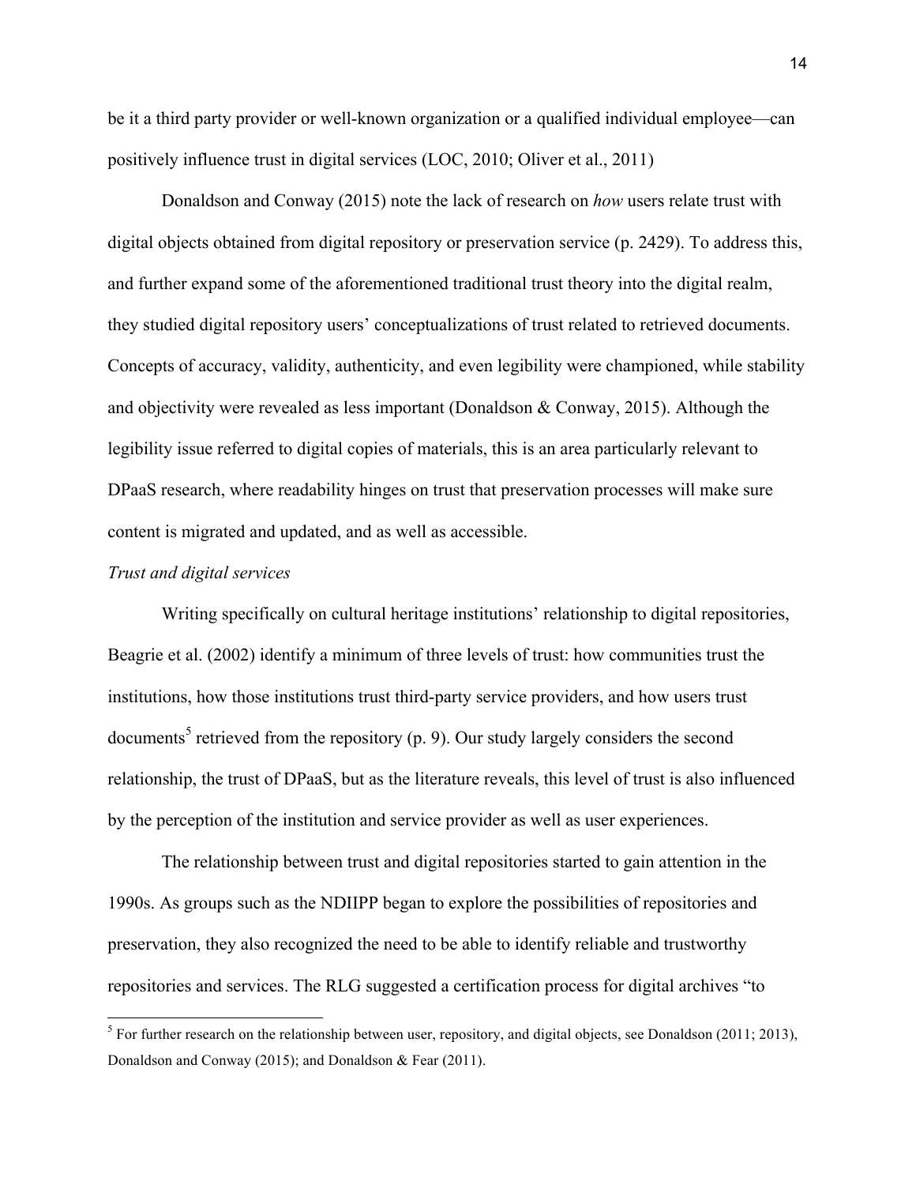be it a third party provider or well-known organization or a qualified individual employee—can positively influence trust in digital services (LOC, 2010; Oliver et al., 2011)

Donaldson and Conway (2015) note the lack of research on *how* users relate trust with digital objects obtained from digital repository or preservation service (p. 2429). To address this, and further expand some of the aforementioned traditional trust theory into the digital realm, they studied digital repository users' conceptualizations of trust related to retrieved documents. Concepts of accuracy, validity, authenticity, and even legibility were championed, while stability and objectivity were revealed as less important (Donaldson & Conway, 2015). Although the legibility issue referred to digital copies of materials, this is an area particularly relevant to DPaaS research, where readability hinges on trust that preservation processes will make sure content is migrated and updated, and as well as accessible.

*Trust and digital services*

Writing specifically on cultural heritage institutions' relationship to digital repositories, Beagrie et al. (2002) identify a minimum of three levels of trust: how communities trust the institutions, how those institutions trust third-party service providers, and how users trust documents[5] retrieved from the repository (p. 9). Our study largely considers the second relationship, the trust of DPaaS, but as the literature reveals, this level of trust is also influenced by the perception of the institution and service provider as well as user experiences.

The relationship between trust and digital repositories started to gain attention in the 1990s. As groups such as the NDIIPP began to explore the possibilities of repositories and preservation, they also recognized the need to be able to identify reliable and trustworthy repositories and services. The RLG suggested a certification process for digital archives "to

[5] For further research on the relationship between user, repository, and digital objects, see Donaldson (2011; 2013), Donaldson and Conway (2015); and Donaldson & Fear (2011).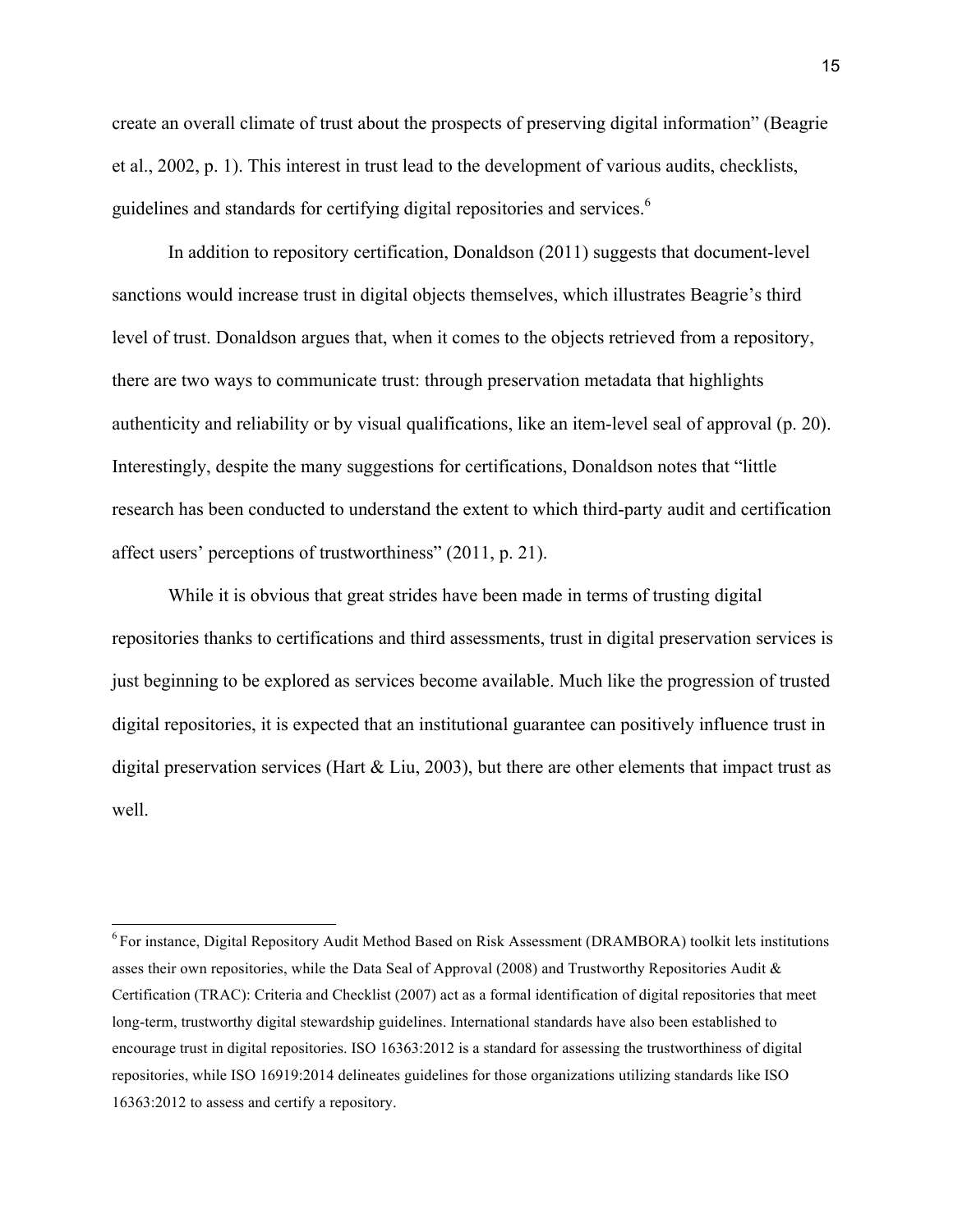create an overall climate of trust about the prospects of preserving digital information" (Beagrie et al., 2002, p. 1). This interest in trust lead to the development of various audits, checklists, guidelines and standards for certifying digital repositories and services.[6]

In addition to repository certification, Donaldson (2011) suggests that document-level sanctions would increase trust in digital objects themselves, which illustrates Beagrie's third level of trust. Donaldson argues that, when it comes to the objects retrieved from a repository, there are two ways to communicate trust: through preservation metadata that highlights authenticity and reliability or by visual qualifications, like an item-level seal of approval (p. 20). Interestingly, despite the many suggestions for certifications, Donaldson notes that "little research has been conducted to understand the extent to which third-party audit and certification affect users' perceptions of trustworthiness" (2011, p. 21).

While it is obvious that great strides have been made in terms of trusting digital repositories thanks to certifications and third assessments, trust in digital preservation services is just beginning to be explored as services become available. Much like the progression of trusted digital repositories, it is expected that an institutional guarantee can positively influence trust in digital preservation services (Hart & Liu, 2003), but there are other elements that impact trust as well.

---

[6] For instance, Digital Repository Audit Method Based on Risk Assessment (DRAMBORA) toolkit lets institutions asses their own repositories, while the Data Seal of Approval (2008) and Trustworthy Repositories Audit & Certification (TRAC): Criteria and Checklist (2007) act as a formal identification of digital repositories that meet long-term, trustworthy digital stewardship guidelines. International standards have also been established to encourage trust in digital repositories. ISO 16363:2012 is a standard for assessing the trustworthiness of digital repositories, while ISO 16919:2014 delineates guidelines for those organizations utilizing standards like ISO 16363:2012 to assess and certify a repository.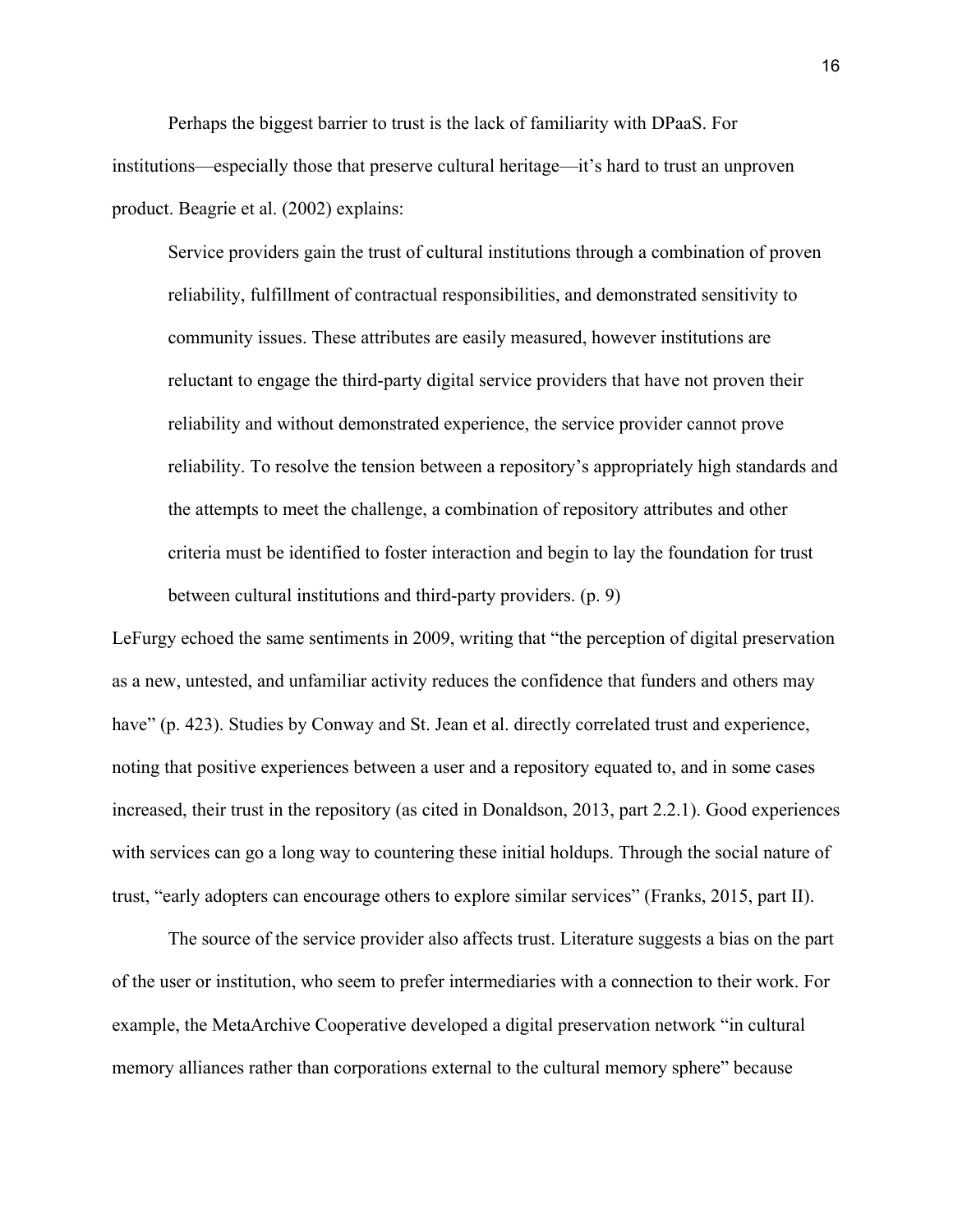Perhaps the biggest barrier to trust is the lack of familiarity with DPaaS. For institutions—especially those that preserve cultural heritage—it's hard to trust an unproven product. Beagrie et al. (2002) explains:

> Service providers gain the trust of cultural institutions through a combination of proven reliability, fulfillment of contractual responsibilities, and demonstrated sensitivity to community issues. These attributes are easily measured, however institutions are reluctant to engage the third-party digital service providers that have not proven their reliability and without demonstrated experience, the service provider cannot prove reliability. To resolve the tension between a repository's appropriately high standards and the attempts to meet the challenge, a combination of repository attributes and other criteria must be identified to foster interaction and begin to lay the foundation for trust between cultural institutions and third-party providers. (p. 9)

LeFurgy echoed the same sentiments in 2009, writing that "the perception of digital preservation as a new, untested, and unfamiliar activity reduces the confidence that funders and others may have" (p. 423). Studies by Conway and St. Jean et al. directly correlated trust and experience, noting that positive experiences between a user and a repository equated to, and in some cases increased, their trust in the repository (as cited in Donaldson, 2013, part 2.2.1). Good experiences with services can go a long way to countering these initial holdups. Through the social nature of trust, "early adopters can encourage others to explore similar services" (Franks, 2015, part II).

The source of the service provider also affects trust. Literature suggests a bias on the part of the user or institution, who seem to prefer intermediaries with a connection to their work. For example, the MetaArchive Cooperative developed a digital preservation network "in cultural memory alliances rather than corporations external to the cultural memory sphere" because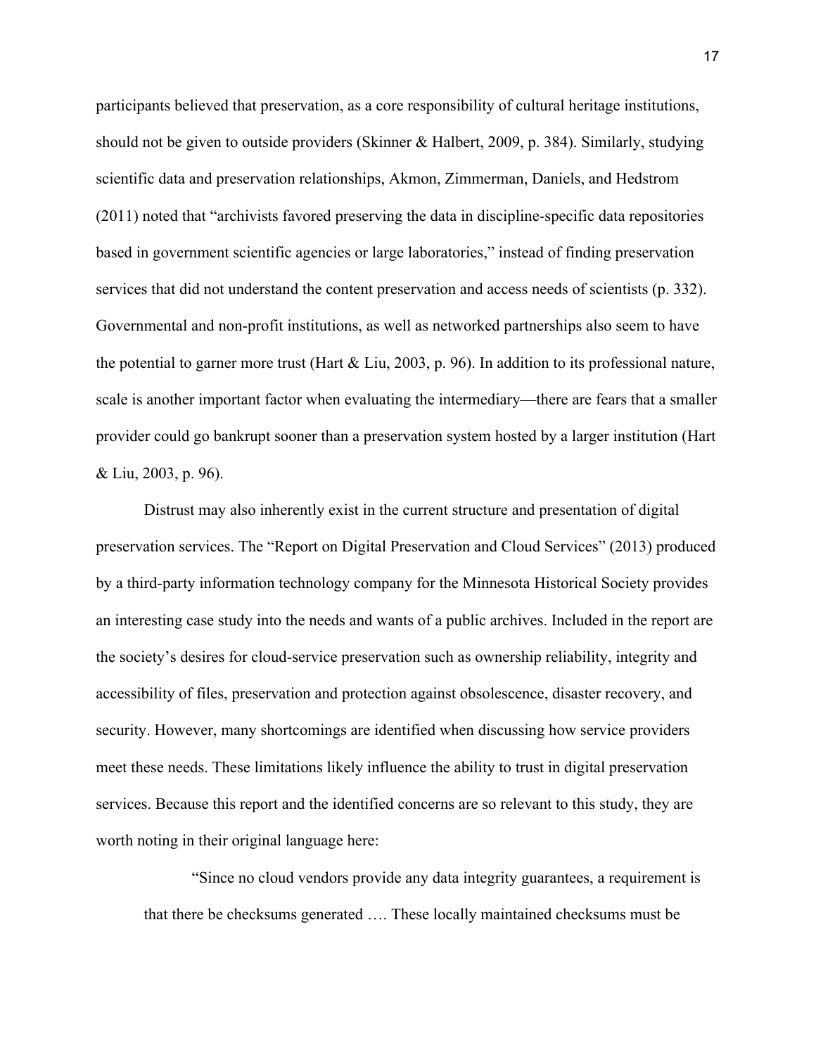participants believed that preservation, as a core responsibility of cultural heritage institutions, should not be given to outside providers (Skinner & Halbert, 2009, p. 384). Similarly, studying scientific data and preservation relationships, Akmon, Zimmerman, Daniels, and Hedstrom (2011) noted that "archivists favored preserving the data in discipline-specific data repositories based in government scientific agencies or large laboratories," instead of finding preservation services that did not understand the content preservation and access needs of scientists (p. 332). Governmental and non-profit institutions, as well as networked partnerships also seem to have the potential to garner more trust (Hart & Liu, 2003, p. 96). In addition to its professional nature, scale is another important factor when evaluating the intermediary—there are fears that a smaller provider could go bankrupt sooner than a preservation system hosted by a larger institution (Hart & Liu, 2003, p. 96).

Distrust may also inherently exist in the current structure and presentation of digital preservation services. The "Report on Digital Preservation and Cloud Services" (2013) produced by a third-party information technology company for the Minnesota Historical Society provides an interesting case study into the needs and wants of a public archives. Included in the report are the society's desires for cloud-service preservation such as ownership reliability, integrity and accessibility of files, preservation and protection against obsolescence, disaster recovery, and security. However, many shortcomings are identified when discussing how service providers meet these needs. These limitations likely influence the ability to trust in digital preservation services. Because this report and the identified concerns are so relevant to this study, they are worth noting in their original language here:

> "Since no cloud vendors provide any data integrity guarantees, a requirement is that there be checksums generated …. These locally maintained checksums must be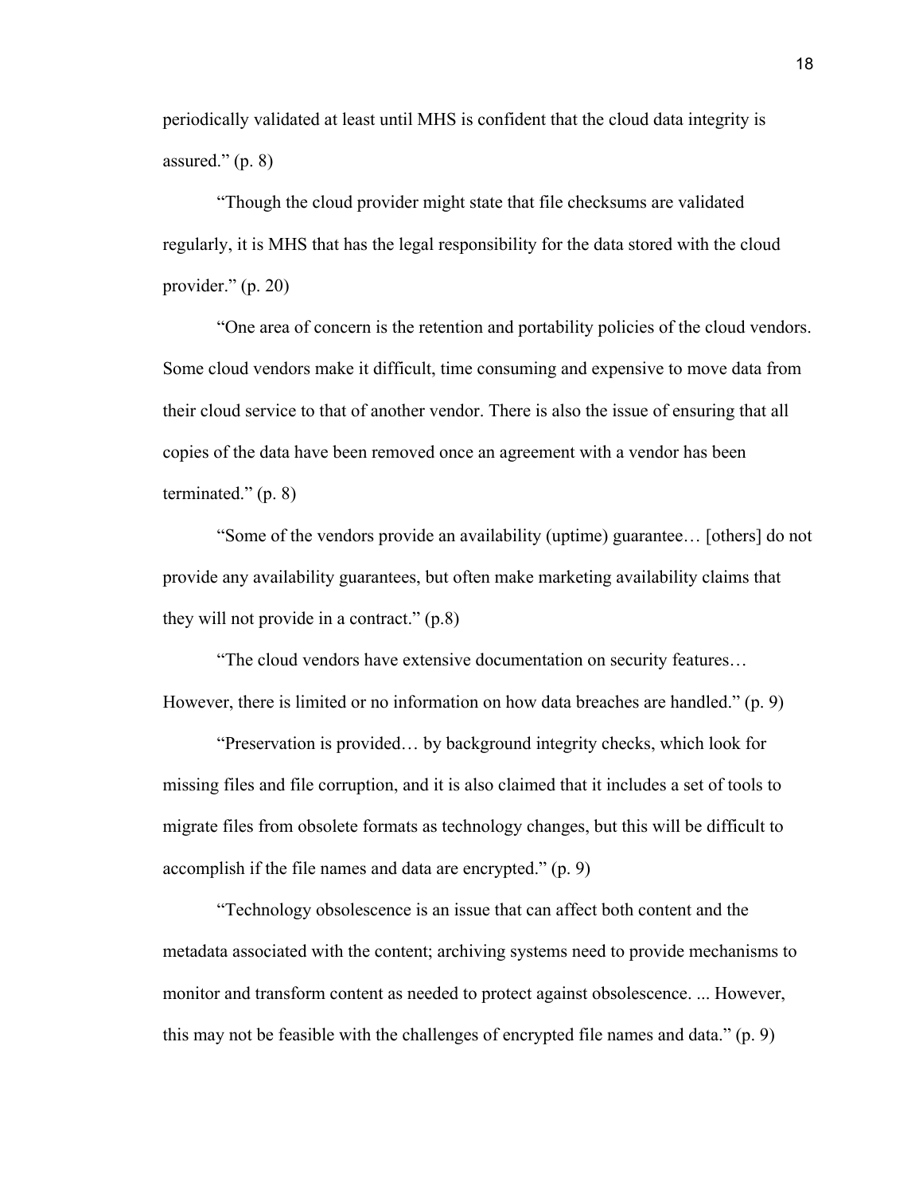periodically validated at least until MHS is confident that the cloud data integrity is assured." (p. 8)

"Though the cloud provider might state that file checksums are validated regularly, it is MHS that has the legal responsibility for the data stored with the cloud provider." (p. 20)

"One area of concern is the retention and portability policies of the cloud vendors. Some cloud vendors make it difficult, time consuming and expensive to move data from their cloud service to that of another vendor. There is also the issue of ensuring that all copies of the data have been removed once an agreement with a vendor has been terminated." (p. 8)

"Some of the vendors provide an availability (uptime) guarantee… [others] do not provide any availability guarantees, but often make marketing availability claims that they will not provide in a contract." (p.8)

"The cloud vendors have extensive documentation on security features… However, there is limited or no information on how data breaches are handled." (p. 9)

"Preservation is provided… by background integrity checks, which look for missing files and file corruption, and it is also claimed that it includes a set of tools to migrate files from obsolete formats as technology changes, but this will be difficult to accomplish if the file names and data are encrypted." (p. 9)

"Technology obsolescence is an issue that can affect both content and the metadata associated with the content; archiving systems need to provide mechanisms to monitor and transform content as needed to protect against obsolescence. ... However, this may not be feasible with the challenges of encrypted file names and data." (p. 9)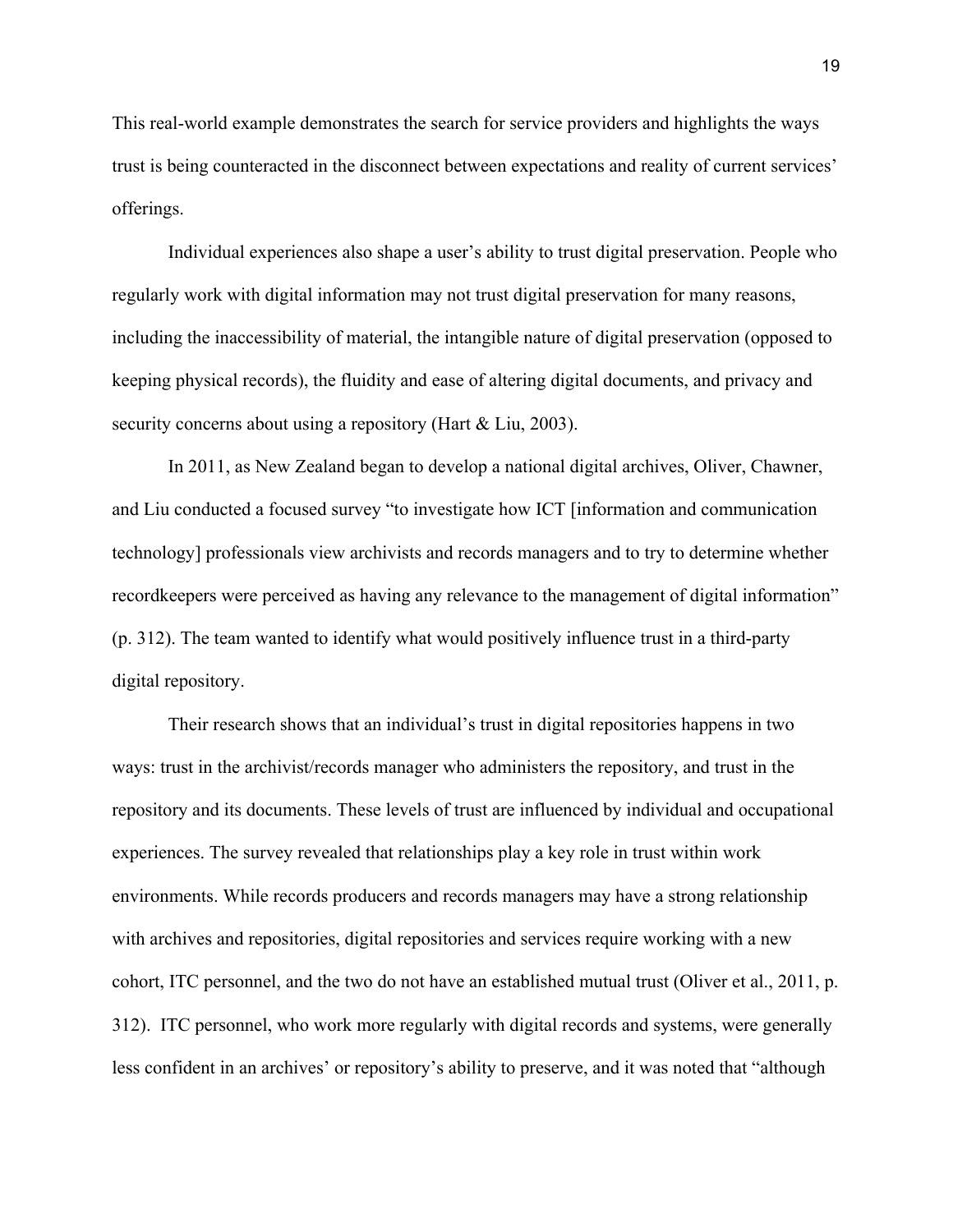This real-world example demonstrates the search for service providers and highlights the ways trust is being counteracted in the disconnect between expectations and reality of current services' offerings.

Individual experiences also shape a user's ability to trust digital preservation. People who regularly work with digital information may not trust digital preservation for many reasons, including the inaccessibility of material, the intangible nature of digital preservation (opposed to keeping physical records), the fluidity and ease of altering digital documents, and privacy and security concerns about using a repository (Hart & Liu, 2003).

In 2011, as New Zealand began to develop a national digital archives, Oliver, Chawner, and Liu conducted a focused survey "to investigate how ICT [information and communication technology] professionals view archivists and records managers and to try to determine whether recordkeepers were perceived as having any relevance to the management of digital information" (p. 312). The team wanted to identify what would positively influence trust in a third-party digital repository.

Their research shows that an individual's trust in digital repositories happens in two ways: trust in the archivist/records manager who administers the repository, and trust in the repository and its documents. These levels of trust are influenced by individual and occupational experiences. The survey revealed that relationships play a key role in trust within work environments. While records producers and records managers may have a strong relationship with archives and repositories, digital repositories and services require working with a new cohort, ITC personnel, and the two do not have an established mutual trust (Oliver et al., 2011, p. 312). ITC personnel, who work more regularly with digital records and systems, were generally less confident in an archives' or repository's ability to preserve, and it was noted that "although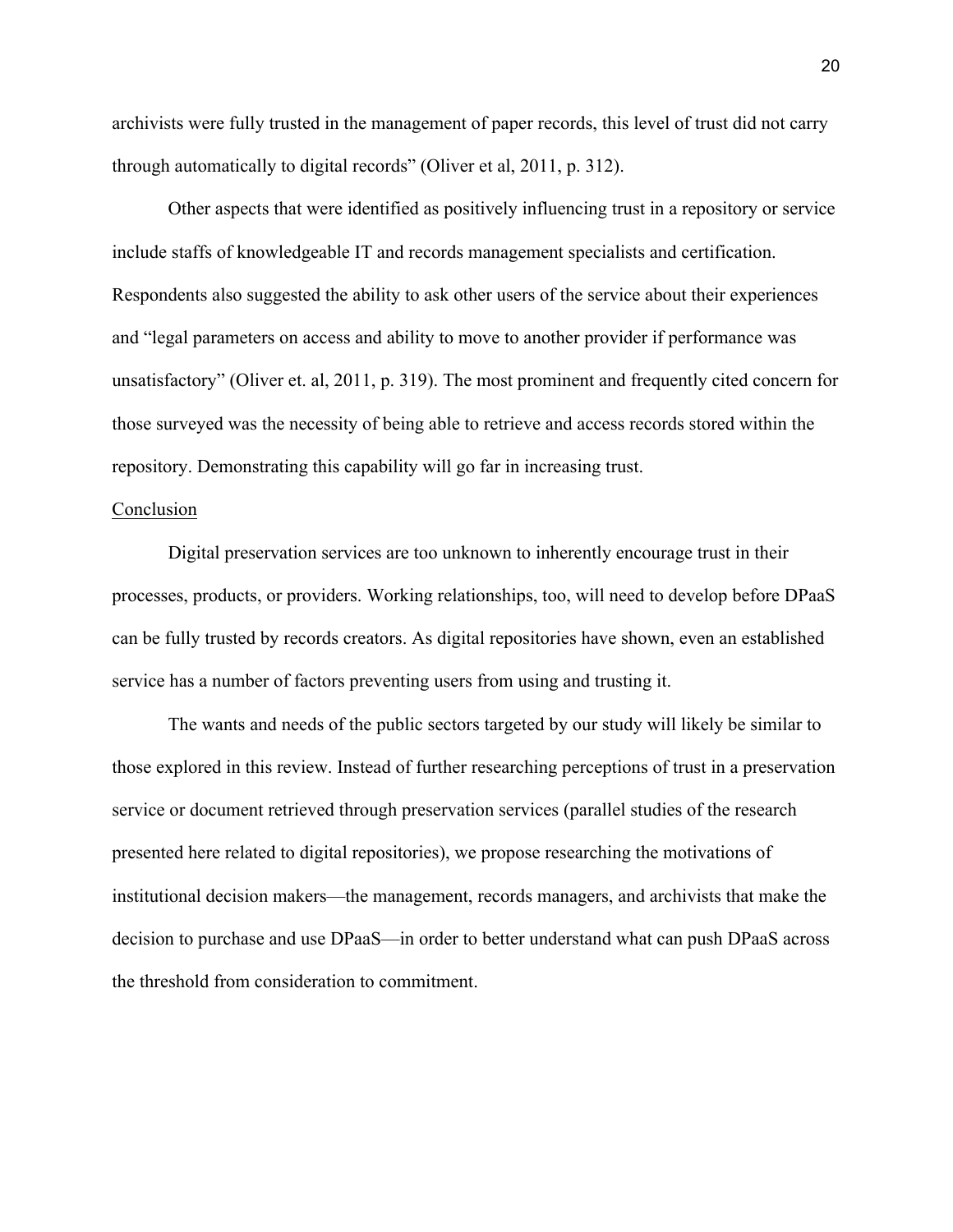archivists were fully trusted in the management of paper records, this level of trust did not carry through automatically to digital records" (Oliver et al, 2011, p. 312).

Other aspects that were identified as positively influencing trust in a repository or service include staffs of knowledgeable IT and records management specialists and certification. Respondents also suggested the ability to ask other users of the service about their experiences and "legal parameters on access and ability to move to another provider if performance was unsatisfactory" (Oliver et. al, 2011, p. 319). The most prominent and frequently cited concern for those surveyed was the necessity of being able to retrieve and access records stored within the repository. Demonstrating this capability will go far in increasing trust.

## Conclusion

Digital preservation services are too unknown to inherently encourage trust in their processes, products, or providers. Working relationships, too, will need to develop before DPaaS can be fully trusted by records creators. As digital repositories have shown, even an established service has a number of factors preventing users from using and trusting it.

The wants and needs of the public sectors targeted by our study will likely be similar to those explored in this review. Instead of further researching perceptions of trust in a preservation service or document retrieved through preservation services (parallel studies of the research presented here related to digital repositories), we propose researching the motivations of institutional decision makers—the management, records managers, and archivists that make the decision to purchase and use DPaaS—in order to better understand what can push DPaaS across the threshold from consideration to commitment.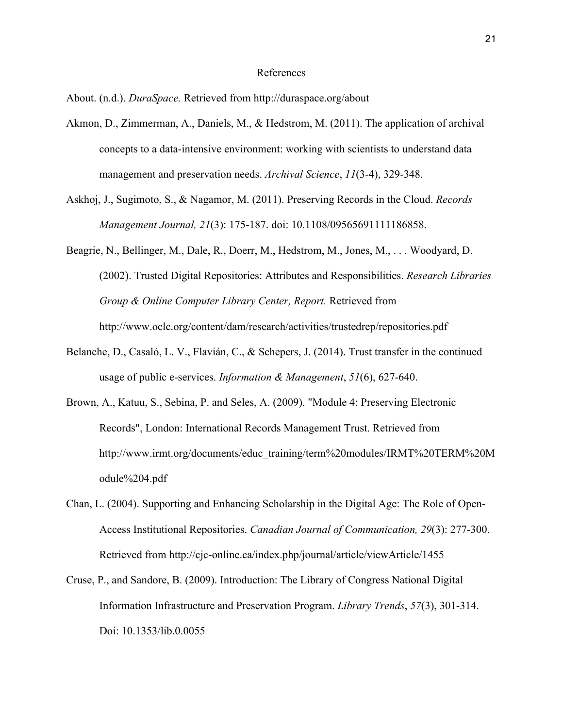# References

About. (n.d.). *DuraSpace.* Retrieved from http://duraspace.org/about

Akmon, D., Zimmerman, A., Daniels, M., & Hedstrom, M. (2011). The application of archival concepts to a data-intensive environment: working with scientists to understand data management and preservation needs. *Archival Science*, *11*(3-4), 329-348.

Askhoj, J., Sugimoto, S., & Nagamor, M. (2011). Preserving Records in the Cloud. *Records Management Journal, 21*(3): 175-187. doi: 10.1108/09565691111186858.

Beagrie, N., Bellinger, M., Dale, R., Doerr, M., Hedstrom, M., Jones, M., . . . Woodyard, D. (2002). Trusted Digital Repositories: Attributes and Responsibilities. *Research Libraries Group & Online Computer Library Center, Report.* Retrieved from http://www.oclc.org/content/dam/research/activities/trustedrep/repositories.pdf

Belanche, D., Casaló, L. V., Flavián, C., & Schepers, J. (2014). Trust transfer in the continued usage of public e-services. *Information & Management*, *51*(6), 627-640.

Brown, A., Katuu, S., Sebina, P. and Seles, A. (2009). "Module 4: Preserving Electronic Records", London: International Records Management Trust. Retrieved from http://www.irmt.org/documents/educ_training/term%20modules/IRMT%20TERM%20Module%204.pdf

Chan, L. (2004). Supporting and Enhancing Scholarship in the Digital Age: The Role of Open-Access Institutional Repositories. *Canadian Journal of Communication, 29*(3): 277-300. Retrieved from http://cjc-online.ca/index.php/journal/article/viewArticle/1455

Cruse, P., and Sandore, B. (2009). Introduction: The Library of Congress National Digital Information Infrastructure and Preservation Program. *Library Trends*, *57*(3), 301-314. Doi: 10.1353/lib.0.0055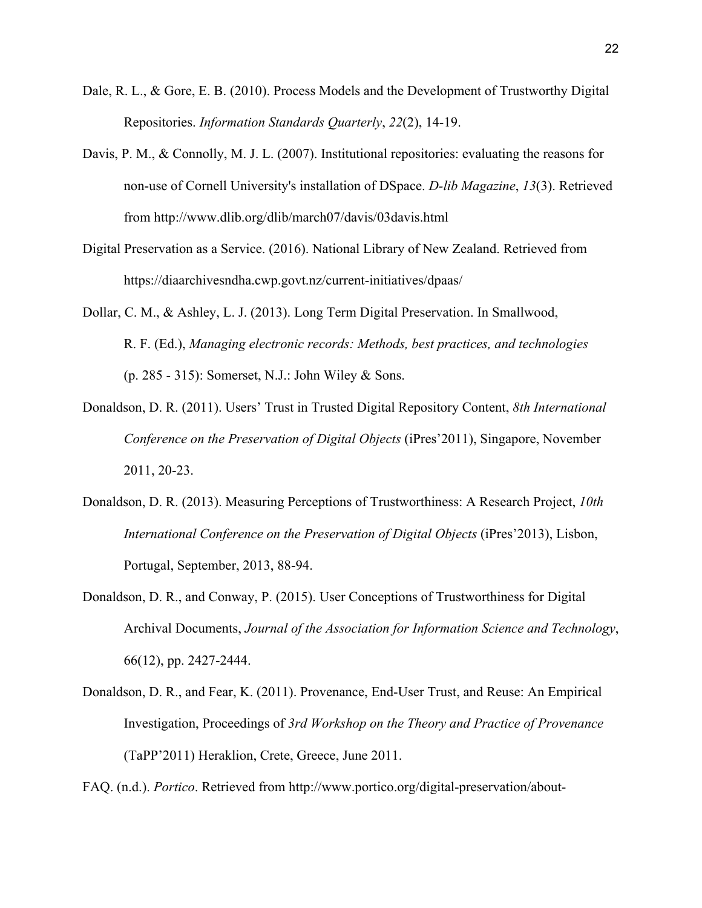Dale, R. L., & Gore, E. B. (2010). Process Models and the Development of Trustworthy Digital Repositories. *Information Standards Quarterly*, *22*(2), 14-19.

Davis, P. M., & Connolly, M. J. L. (2007). Institutional repositories: evaluating the reasons for non-use of Cornell University's installation of DSpace. *D-lib Magazine*, *13*(3). Retrieved from http://www.dlib.org/dlib/march07/davis/03davis.html

Digital Preservation as a Service. (2016). National Library of New Zealand. Retrieved from https://diaarchivesndha.cwp.govt.nz/current-initiatives/dpaas/

Dollar, C. M., & Ashley, L. J. (2013). Long Term Digital Preservation. In Smallwood, R. F. (Ed.), *Managing electronic records: Methods, best practices, and technologies* (p. 285 - 315): Somerset, N.J.: John Wiley & Sons.

Donaldson, D. R. (2011). Users' Trust in Trusted Digital Repository Content, *8th International Conference on the Preservation of Digital Objects* (iPres'2011), Singapore, November 2011, 20-23.

Donaldson, D. R. (2013). Measuring Perceptions of Trustworthiness: A Research Project, *10th International Conference on the Preservation of Digital Objects* (iPres'2013), Lisbon, Portugal, September, 2013, 88-94.

Donaldson, D. R., and Conway, P. (2015). User Conceptions of Trustworthiness for Digital Archival Documents, *Journal of the Association for Information Science and Technology*, 66(12), pp. 2427-2444.

Donaldson, D. R., and Fear, K. (2011). Provenance, End-User Trust, and Reuse: An Empirical Investigation, Proceedings of *3rd Workshop on the Theory and Practice of Provenance* (TaPP'2011) Heraklion, Crete, Greece, June 2011.

FAQ. (n.d.). *Portico*. Retrieved from http://www.portico.org/digital-preservation/about-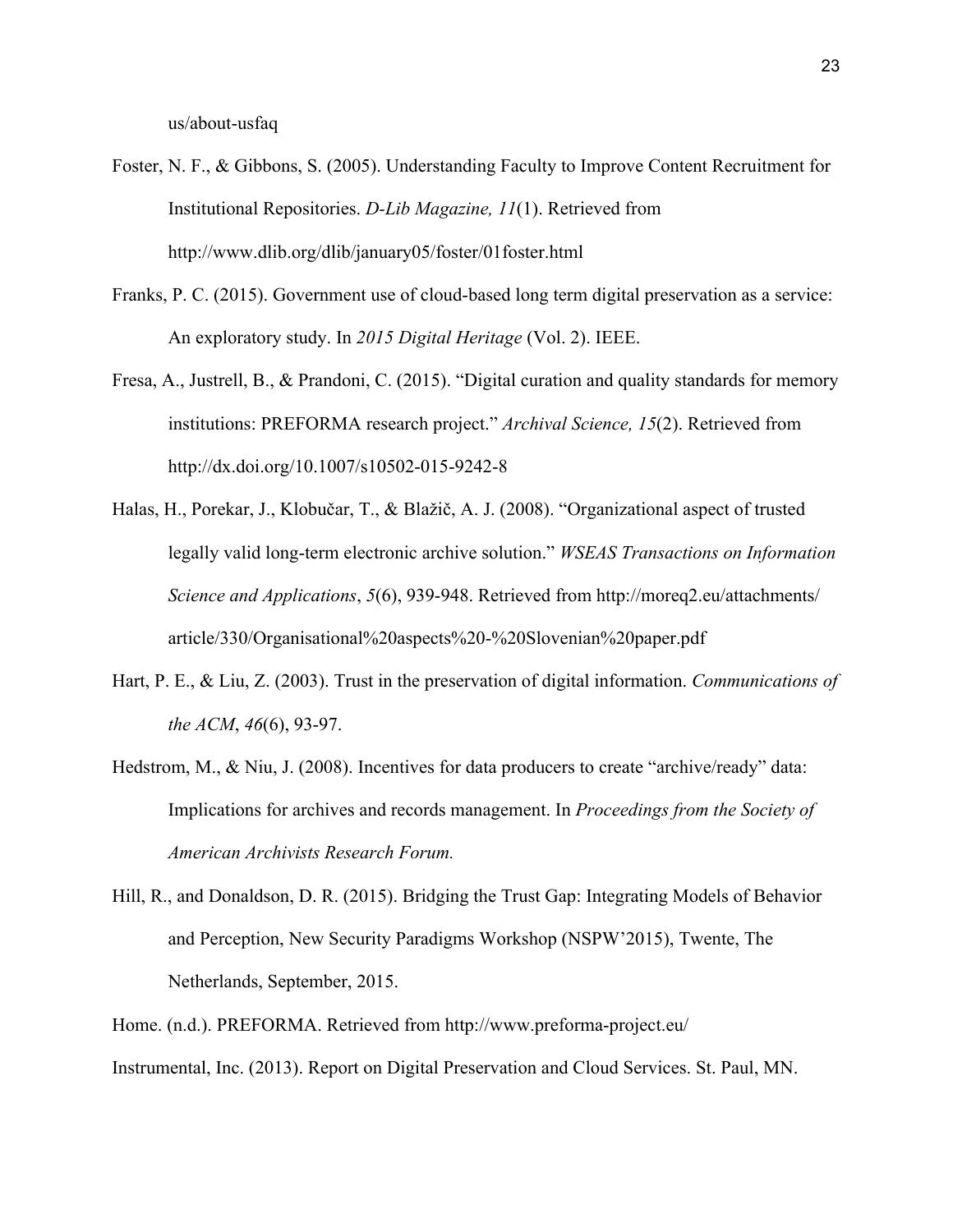us/about-usfaq

Foster, N. F., & Gibbons, S. (2005). Understanding Faculty to Improve Content Recruitment for Institutional Repositories. *D-Lib Magazine, 11*(1). Retrieved from http://www.dlib.org/dlib/january05/foster/01foster.html

Franks, P. C. (2015). Government use of cloud-based long term digital preservation as a service: An exploratory study. In *2015 Digital Heritage* (Vol. 2). IEEE.

Fresa, A., Justrell, B., & Prandoni, C. (2015). "Digital curation and quality standards for memory institutions: PREFORMA research project." *Archival Science, 15*(2). Retrieved from http://dx.doi.org/10.1007/s10502-015-9242-8

Halas, H., Porekar, J., Klobučar, T., & Blažič, A. J. (2008). "Organizational aspect of trusted legally valid long-term electronic archive solution." *WSEAS Transactions on Information Science and Applications*, *5*(6), 939-948. Retrieved from http://moreq2.eu/attachments/article/330/Organisational%20aspects%20-%20Slovenian%20paper.pdf

Hart, P. E., & Liu, Z. (2003). Trust in the preservation of digital information. *Communications of the ACM*, *46*(6), 93-97.

Hedstrom, M., & Niu, J. (2008). Incentives for data producers to create "archive/ready" data: Implications for archives and records management. In *Proceedings from the Society of American Archivists Research Forum.*

Hill, R., and Donaldson, D. R. (2015). Bridging the Trust Gap: Integrating Models of Behavior and Perception, New Security Paradigms Workshop (NSPW'2015), Twente, The Netherlands, September, 2015.

Home. (n.d.). PREFORMA. Retrieved from http://www.preforma-project.eu/

Instrumental, Inc. (2013). Report on Digital Preservation and Cloud Services. St. Paul, MN.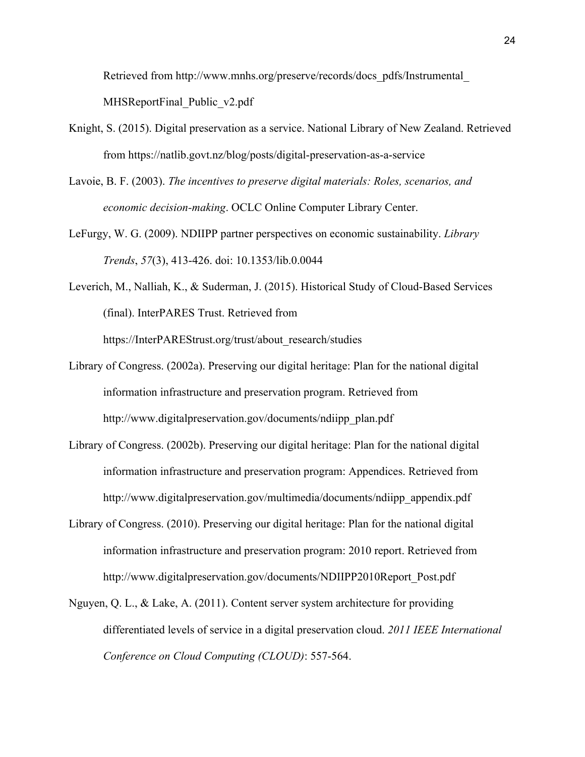Retrieved from http://www.mnhs.org/preserve/records/docs_pdfs/Instrumental_MHSReportFinal_Public_v2.pdf

Knight, S. (2015). Digital preservation as a service. National Library of New Zealand. Retrieved from https://natlib.govt.nz/blog/posts/digital-preservation-as-a-service

Lavoie, B. F. (2003). *The incentives to preserve digital materials: Roles, scenarios, and economic decision-making*. OCLC Online Computer Library Center.

LeFurgy, W. G. (2009). NDIIPP partner perspectives on economic sustainability. *Library Trends*, *57*(3), 413-426. doi: 10.1353/lib.0.0044

Leverich, M., Nalliah, K., & Suderman, J. (2015). Historical Study of Cloud-Based Services (final). InterPARES Trust. Retrieved from https://InterPARESTrust.org/trust/about_research/studies

Library of Congress. (2002a). Preserving our digital heritage: Plan for the national digital information infrastructure and preservation program. Retrieved from http://www.digitalpreservation.gov/documents/ndiipp_plan.pdf

Library of Congress. (2002b). Preserving our digital heritage: Plan for the national digital information infrastructure and preservation program: Appendices. Retrieved from http://www.digitalpreservation.gov/multimedia/documents/ndiipp_appendix.pdf

Library of Congress. (2010). Preserving our digital heritage: Plan for the national digital information infrastructure and preservation program: 2010 report. Retrieved from http://www.digitalpreservation.gov/documents/NDIIPP2010Report_Post.pdf

Nguyen, Q. L., & Lake, A. (2011). Content server system architecture for providing differentiated levels of service in a digital preservation cloud. *2011 IEEE International Conference on Cloud Computing (CLOUD)*: 557-564.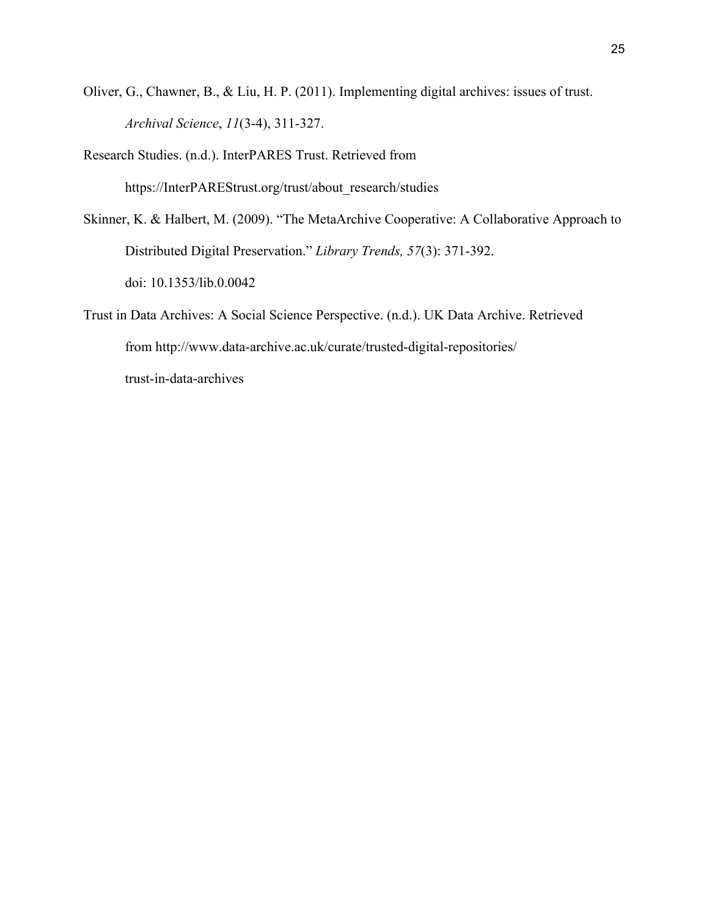Oliver, G., Chawner, B., & Liu, H. P. (2011). Implementing digital archives: issues of trust. *Archival Science*, *11*(3-4), 311-327.

Research Studies. (n.d.). InterPARES Trust. Retrieved from https://InterPARESTrust.org/trust/about_research/studies

Skinner, K. & Halbert, M. (2009). "The MetaArchive Cooperative: A Collaborative Approach to Distributed Digital Preservation." *Library Trends, 57*(3): 371-392. doi: 10.1353/lib.0.0042

Trust in Data Archives: A Social Science Perspective. (n.d.). UK Data Archive. Retrieved from http://www.data-archive.ac.uk/curate/trusted-digital-repositories/trust-in-data-archives